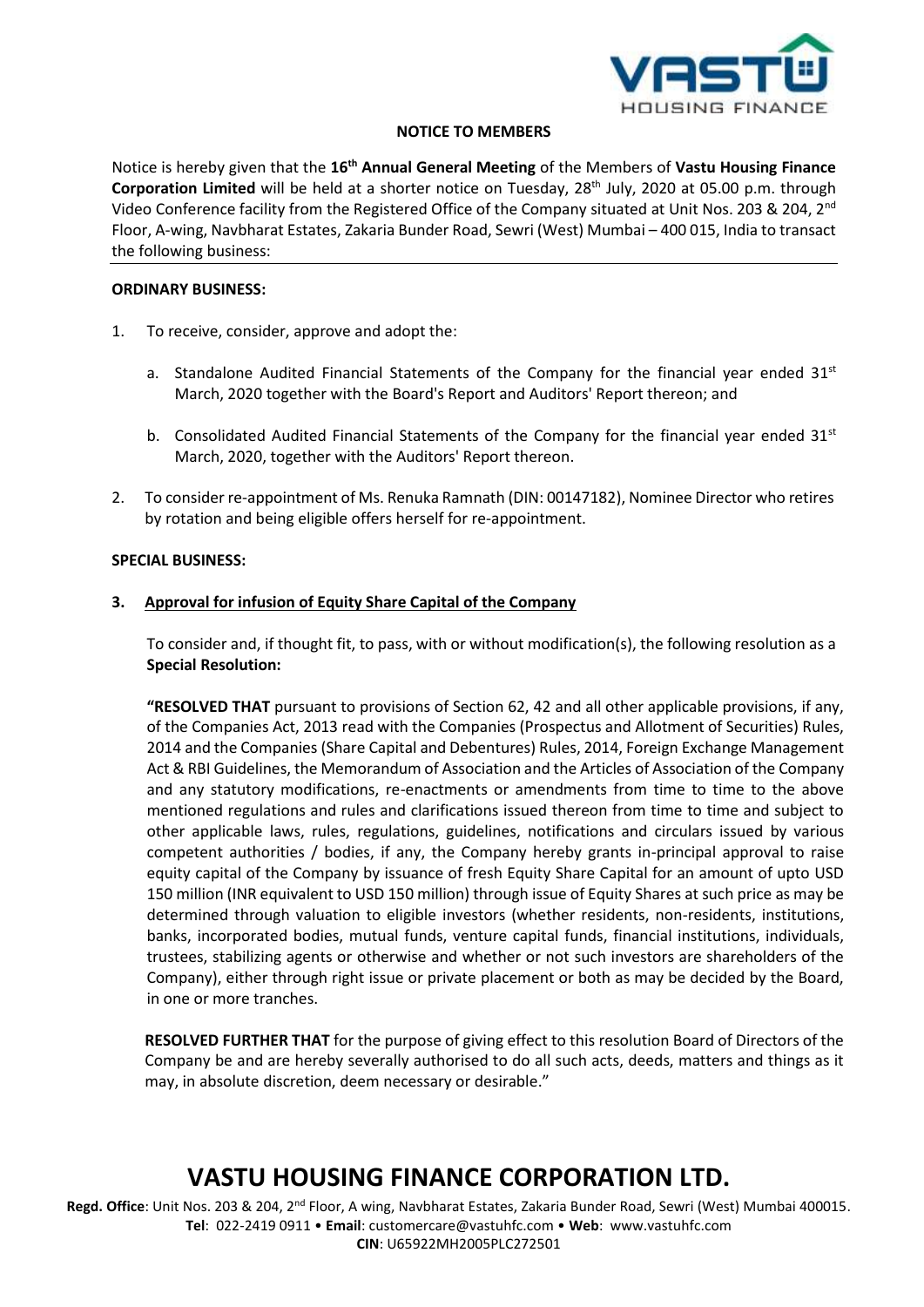## NOTICE TO MEMBERS

Notice is hereby given that the **16th Annual General Meeting** of the Members of **Vastu Housing Finance Corporation Limited** will be held at a shorter notice on Tuesday, 28th July, 2020 at 05.00 p.m. through Video Conference facility from the Registered Office of the Company situated at Unit Nos. 203 & 204, 2nd Floor, A-wing, Navbharat Estates, Zakaria Bunder Road, Sewri (West) Mumbai – 400 015, India to transact the following business:

**ORDINARY BUSINESS:**

1. To receive, consider, approve and adopt the:

   a. Standalone Audited Financial Statements of the Company for the financial year ended 31st March, 2020 together with the Board's Report and Auditors' Report thereon; and

   b. Consolidated Audited Financial Statements of the Company for the financial year ended 31st March, 2020, together with the Auditors' Report thereon.

2. To consider re-appointment of Ms. Renuka Ramnath (DIN: 00147182), Nominee Director who retires by rotation and being eligible offers herself for re-appointment.

**SPECIAL BUSINESS:**

**3. Approval for infusion of Equity Share Capital of the Company**

To consider and, if thought fit, to pass, with or without modification(s), the following resolution as a **Special Resolution:**

**"RESOLVED THAT** pursuant to provisions of Section 62, 42 and all other applicable provisions, if any, of the Companies Act, 2013 read with the Companies (Prospectus and Allotment of Securities) Rules, 2014 and the Companies (Share Capital and Debentures) Rules, 2014, Foreign Exchange Management Act & RBI Guidelines, the Memorandum of Association and the Articles of Association of the Company and any statutory modifications, re-enactments or amendments from time to time to the above mentioned regulations and rules and clarifications issued thereon from time to time and subject to other applicable laws, rules, regulations, guidelines, notifications and circulars issued by various competent authorities / bodies, if any, the Company hereby grants in-principal approval to raise equity capital of the Company by issuance of fresh Equity Share Capital for an amount of upto USD 150 million (INR equivalent to USD 150 million) through issue of Equity Shares at such price as may be determined through valuation to eligible investors (whether residents, non-residents, institutions, banks, incorporated bodies, mutual funds, venture capital funds, financial institutions, individuals, trustees, stabilizing agents or otherwise and whether or not such investors are shareholders of the Company), either through right issue or private placement or both as may be decided by the Board, in one or more tranches.

**RESOLVED FURTHER THAT** for the purpose of giving effect to this resolution Board of Directors of the Company be and are hereby severally authorised to do all such acts, deeds, matters and things as it may, in absolute discretion, deem necessary or desirable."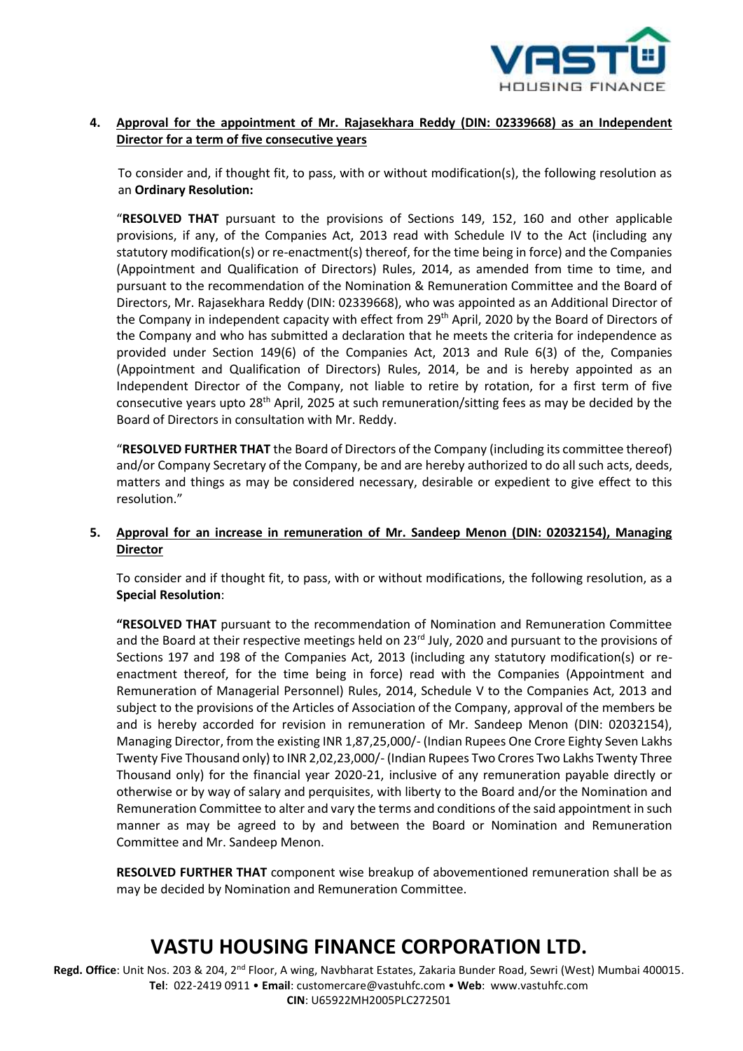**4. <u>Approval for the appointment of Mr. Rajasekhara Reddy (DIN: 02339668) as an Independent Director for a term of five consecutive years</u>**

To consider and, if thought fit, to pass, with or without modification(s), the following resolution as an **Ordinary Resolution:**

"**RESOLVED THAT** pursuant to the provisions of Sections 149, 152, 160 and other applicable provisions, if any, of the Companies Act, 2013 read with Schedule IV to the Act (including any statutory modification(s) or re-enactment(s) thereof, for the time being in force) and the Companies (Appointment and Qualification of Directors) Rules, 2014, as amended from time to time, and pursuant to the recommendation of the Nomination & Remuneration Committee and the Board of Directors, Mr. Rajasekhara Reddy (DIN: 02339668), who was appointed as an Additional Director of the Company in independent capacity with effect from 29th April, 2020 by the Board of Directors of the Company and who has submitted a declaration that he meets the criteria for independence as provided under Section 149(6) of the Companies Act, 2013 and Rule 6(3) of the, Companies (Appointment and Qualification of Directors) Rules, 2014, be and is hereby appointed as an Independent Director of the Company, not liable to retire by rotation, for a first term of five consecutive years upto 28th April, 2025 at such remuneration/sitting fees as may be decided by the Board of Directors in consultation with Mr. Reddy.

"**RESOLVED FURTHER THAT** the Board of Directors of the Company (including its committee thereof) and/or Company Secretary of the Company, be and are hereby authorized to do all such acts, deeds, matters and things as may be considered necessary, desirable or expedient to give effect to this resolution."

**5. <u>Approval for an increase in remuneration of Mr. Sandeep Menon (DIN: 02032154), Managing Director</u>**

To consider and if thought fit, to pass, with or without modifications, the following resolution, as a **Special Resolution**:

**"RESOLVED THAT** pursuant to the recommendation of Nomination and Remuneration Committee and the Board at their respective meetings held on 23rd July, 2020 and pursuant to the provisions of Sections 197 and 198 of the Companies Act, 2013 (including any statutory modification(s) or re-enactment thereof, for the time being in force) read with the Companies (Appointment and Remuneration of Managerial Personnel) Rules, 2014, Schedule V to the Companies Act, 2013 and subject to the provisions of the Articles of Association of the Company, approval of the members be and is hereby accorded for revision in remuneration of Mr. Sandeep Menon (DIN: 02032154), Managing Director, from the existing INR 1,87,25,000/- (Indian Rupees One Crore Eighty Seven Lakhs Twenty Five Thousand only) to INR 2,02,23,000/- (Indian Rupees Two Crores Two Lakhs Twenty Three Thousand only) for the financial year 2020-21, inclusive of any remuneration payable directly or otherwise or by way of salary and perquisites, with liberty to the Board and/or the Nomination and Remuneration Committee to alter and vary the terms and conditions of the said appointment in such manner as may be agreed to by and between the Board or Nomination and Remuneration Committee and Mr. Sandeep Menon.

**RESOLVED FURTHER THAT** component wise breakup of abovementioned remuneration shall be as may be decided by Nomination and Remuneration Committee.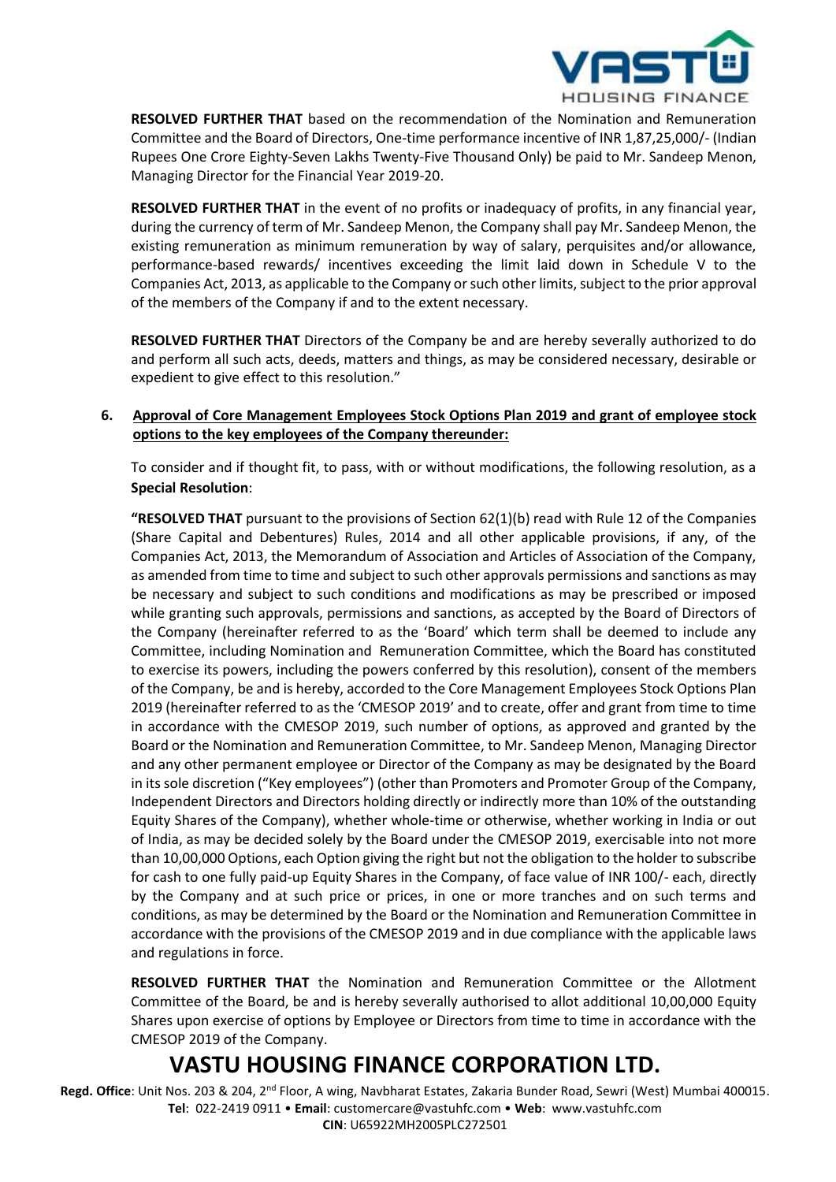**RESOLVED FURTHER THAT** based on the recommendation of the Nomination and Remuneration Committee and the Board of Directors, One-time performance incentive of INR 1,87,25,000/- (Indian Rupees One Crore Eighty-Seven Lakhs Twenty-Five Thousand Only) be paid to Mr. Sandeep Menon, Managing Director for the Financial Year 2019-20.

**RESOLVED FURTHER THAT** in the event of no profits or inadequacy of profits, in any financial year, during the currency of term of Mr. Sandeep Menon, the Company shall pay Mr. Sandeep Menon, the existing remuneration as minimum remuneration by way of salary, perquisites and/or allowance, performance-based rewards/ incentives exceeding the limit laid down in Schedule V to the Companies Act, 2013, as applicable to the Company or such other limits, subject to the prior approval of the members of the Company if and to the extent necessary.

**RESOLVED FURTHER THAT** Directors of the Company be and are hereby severally authorized to do and perform all such acts, deeds, matters and things, as may be considered necessary, desirable or expedient to give effect to this resolution."

6. **<u>Approval of Core Management Employees Stock Options Plan 2019 and grant of employee stock options to the key employees of the Company thereunder:</u>**

To consider and if thought fit, to pass, with or without modifications, the following resolution, as a **Special Resolution**:

**"RESOLVED THAT** pursuant to the provisions of Section 62(1)(b) read with Rule 12 of the Companies (Share Capital and Debentures) Rules, 2014 and all other applicable provisions, if any, of the Companies Act, 2013, the Memorandum of Association and Articles of Association of the Company, as amended from time to time and subject to such other approvals permissions and sanctions as may be necessary and subject to such conditions and modifications as may be prescribed or imposed while granting such approvals, permissions and sanctions, as accepted by the Board of Directors of the Company (hereinafter referred to as the 'Board' which term shall be deemed to include any Committee, including Nomination and Remuneration Committee, which the Board has constituted to exercise its powers, including the powers conferred by this resolution), consent of the members of the Company, be and is hereby, accorded to the Core Management Employees Stock Options Plan 2019 (hereinafter referred to as the 'CMESOP 2019' and to create, offer and grant from time to time in accordance with the CMESOP 2019, such number of options, as approved and granted by the Board or the Nomination and Remuneration Committee, to Mr. Sandeep Menon, Managing Director and any other permanent employee or Director of the Company as may be designated by the Board in its sole discretion ("Key employees") (other than Promoters and Promoter Group of the Company, Independent Directors and Directors holding directly or indirectly more than 10% of the outstanding Equity Shares of the Company), whether whole-time or otherwise, whether working in India or out of India, as may be decided solely by the Board under the CMESOP 2019, exercisable into not more than 10,00,000 Options, each Option giving the right but not the obligation to the holder to subscribe for cash to one fully paid-up Equity Shares in the Company, of face value of INR 100/- each, directly by the Company and at such price or prices, in one or more tranches and on such terms and conditions, as may be determined by the Board or the Nomination and Remuneration Committee in accordance with the provisions of the CMESOP 2019 and in due compliance with the applicable laws and regulations in force.

**RESOLVED FURTHER THAT** the Nomination and Remuneration Committee or the Allotment Committee of the Board, be and is hereby severally authorised to allot additional 10,00,000 Equity Shares upon exercise of options by Employee or Directors from time to time in accordance with the CMESOP 2019 of the Company.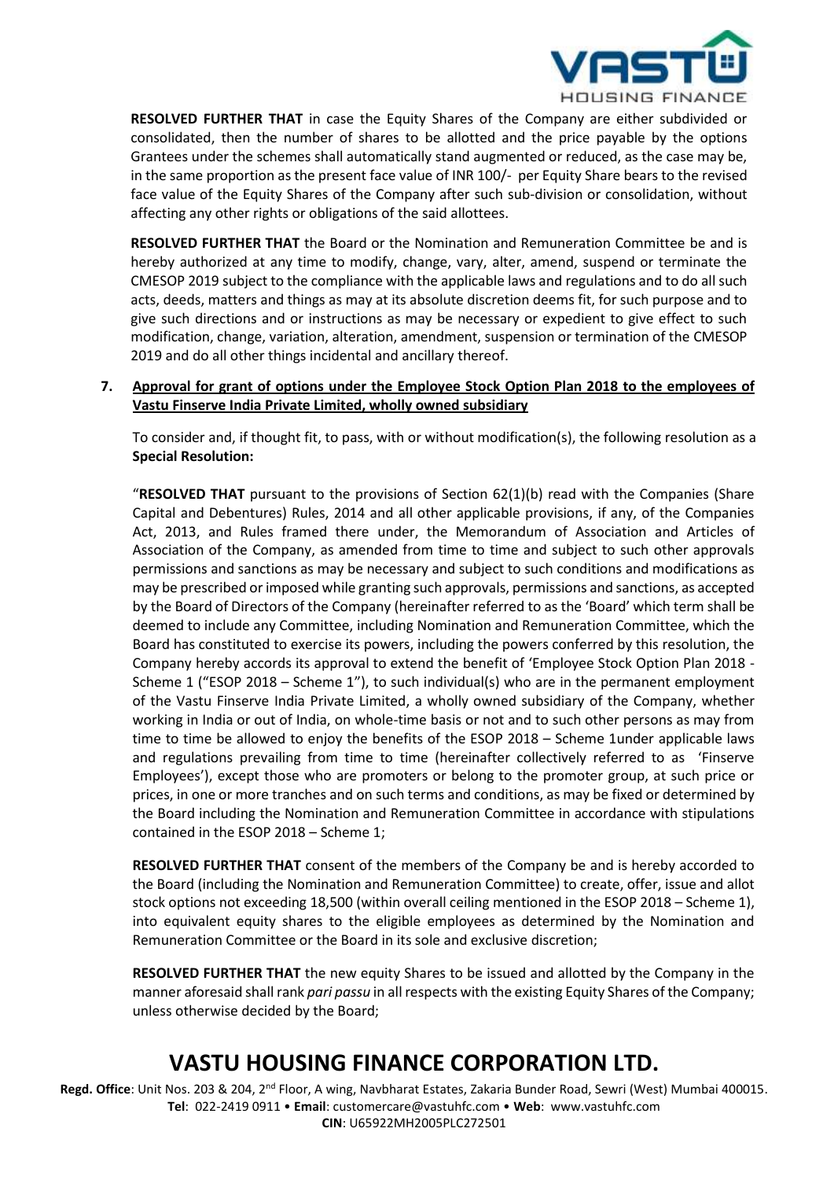**RESOLVED FURTHER THAT** in case the Equity Shares of the Company are either subdivided or consolidated, then the number of shares to be allotted and the price payable by the options Grantees under the schemes shall automatically stand augmented or reduced, as the case may be, in the same proportion as the present face value of INR 100/- per Equity Share bears to the revised face value of the Equity Shares of the Company after such sub-division or consolidation, without affecting any other rights or obligations of the said allottees.

**RESOLVED FURTHER THAT** the Board or the Nomination and Remuneration Committee be and is hereby authorized at any time to modify, change, vary, alter, amend, suspend or terminate the CMESOP 2019 subject to the compliance with the applicable laws and regulations and to do all such acts, deeds, matters and things as may at its absolute discretion deems fit, for such purpose and to give such directions and or instructions as may be necessary or expedient to give effect to such modification, change, variation, alteration, amendment, suspension or termination of the CMESOP 2019 and do all other things incidental and ancillary thereof.

**7. Approval for grant of options under the Employee Stock Option Plan 2018 to the employees of Vastu Finserve India Private Limited, wholly owned subsidiary**

To consider and, if thought fit, to pass, with or without modification(s), the following resolution as a **Special Resolution:**

"**RESOLVED THAT** pursuant to the provisions of Section 62(1)(b) read with the Companies (Share Capital and Debentures) Rules, 2014 and all other applicable provisions, if any, of the Companies Act, 2013, and Rules framed there under, the Memorandum of Association and Articles of Association of the Company, as amended from time to time and subject to such other approvals permissions and sanctions as may be necessary and subject to such conditions and modifications as may be prescribed or imposed while granting such approvals, permissions and sanctions, as accepted by the Board of Directors of the Company (hereinafter referred to as the 'Board' which term shall be deemed to include any Committee, including Nomination and Remuneration Committee, which the Board has constituted to exercise its powers, including the powers conferred by this resolution, the Company hereby accords its approval to extend the benefit of 'Employee Stock Option Plan 2018 - Scheme 1 ("ESOP 2018 – Scheme 1"), to such individual(s) who are in the permanent employment of the Vastu Finserve India Private Limited, a wholly owned subsidiary of the Company, whether working in India or out of India, on whole-time basis or not and to such other persons as may from time to time be allowed to enjoy the benefits of the ESOP 2018 – Scheme 1under applicable laws and regulations prevailing from time to time (hereinafter collectively referred to as 'Finserve Employees'), except those who are promoters or belong to the promoter group, at such price or prices, in one or more tranches and on such terms and conditions, as may be fixed or determined by the Board including the Nomination and Remuneration Committee in accordance with stipulations contained in the ESOP 2018 – Scheme 1;

**RESOLVED FURTHER THAT** consent of the members of the Company be and is hereby accorded to the Board (including the Nomination and Remuneration Committee) to create, offer, issue and allot stock options not exceeding 18,500 (within overall ceiling mentioned in the ESOP 2018 – Scheme 1), into equivalent equity shares to the eligible employees as determined by the Nomination and Remuneration Committee or the Board in its sole and exclusive discretion;

**RESOLVED FURTHER THAT** the new equity Shares to be issued and allotted by the Company in the manner aforesaid shall rank *pari passu* in all respects with the existing Equity Shares of the Company; unless otherwise decided by the Board;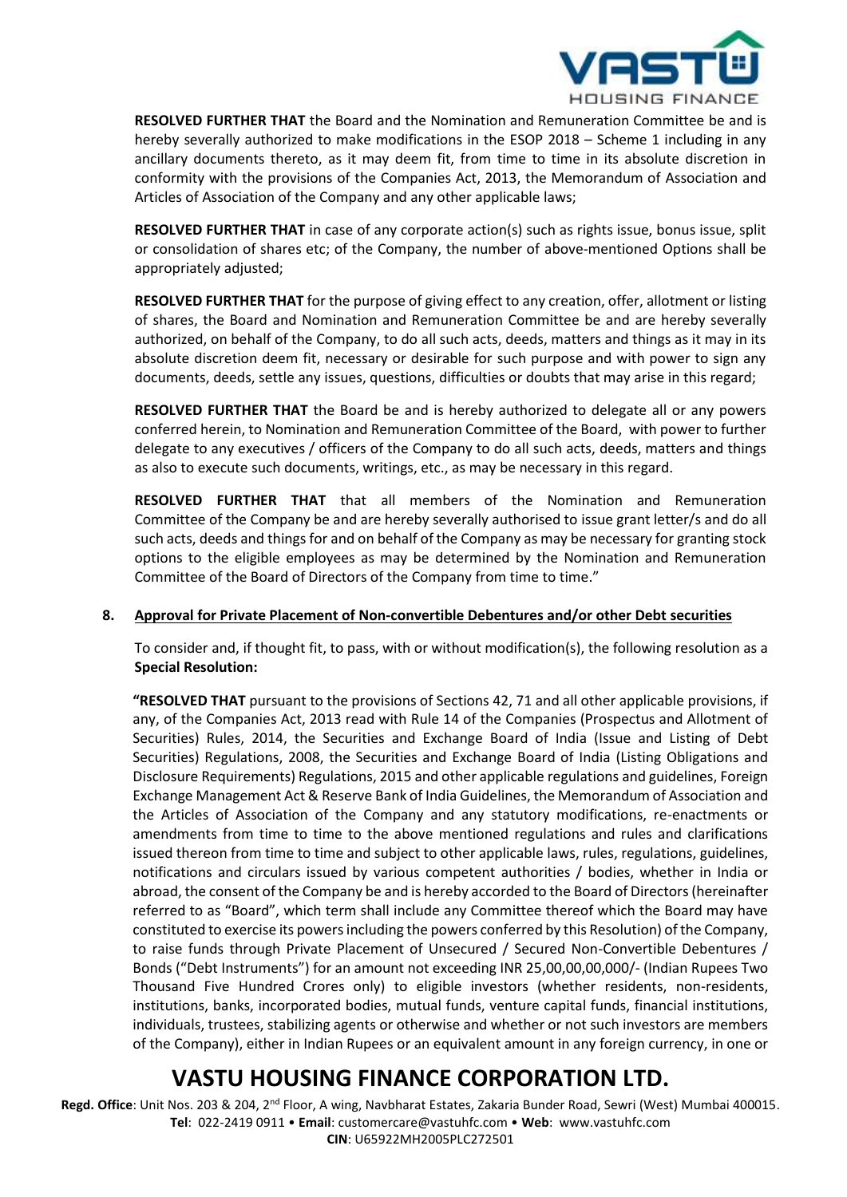**RESOLVED FURTHER THAT** the Board and the Nomination and Remuneration Committee be and is hereby severally authorized to make modifications in the ESOP 2018 – Scheme 1 including in any ancillary documents thereto, as it may deem fit, from time to time in its absolute discretion in conformity with the provisions of the Companies Act, 2013, the Memorandum of Association and Articles of Association of the Company and any other applicable laws;

**RESOLVED FURTHER THAT** in case of any corporate action(s) such as rights issue, bonus issue, split or consolidation of shares etc; of the Company, the number of above-mentioned Options shall be appropriately adjusted;

**RESOLVED FURTHER THAT** for the purpose of giving effect to any creation, offer, allotment or listing of shares, the Board and Nomination and Remuneration Committee be and are hereby severally authorized, on behalf of the Company, to do all such acts, deeds, matters and things as it may in its absolute discretion deem fit, necessary or desirable for such purpose and with power to sign any documents, deeds, settle any issues, questions, difficulties or doubts that may arise in this regard;

**RESOLVED FURTHER THAT** the Board be and is hereby authorized to delegate all or any powers conferred herein, to Nomination and Remuneration Committee of the Board, with power to further delegate to any executives / officers of the Company to do all such acts, deeds, matters and things as also to execute such documents, writings, etc., as may be necessary in this regard.

**RESOLVED FURTHER THAT** that all members of the Nomination and Remuneration Committee of the Company be and are hereby severally authorised to issue grant letter/s and do all such acts, deeds and things for and on behalf of the Company as may be necessary for granting stock options to the eligible employees as may be determined by the Nomination and Remuneration Committee of the Board of Directors of the Company from time to time."

**8. Approval for Private Placement of Non-convertible Debentures and/or other Debt securities**

To consider and, if thought fit, to pass, with or without modification(s), the following resolution as a **Special Resolution:**

**"RESOLVED THAT** pursuant to the provisions of Sections 42, 71 and all other applicable provisions, if any, of the Companies Act, 2013 read with Rule 14 of the Companies (Prospectus and Allotment of Securities) Rules, 2014, the Securities and Exchange Board of India (Issue and Listing of Debt Securities) Regulations, 2008, the Securities and Exchange Board of India (Listing Obligations and Disclosure Requirements) Regulations, 2015 and other applicable regulations and guidelines, Foreign Exchange Management Act & Reserve Bank of India Guidelines, the Memorandum of Association and the Articles of Association of the Company and any statutory modifications, re-enactments or amendments from time to time to the above mentioned regulations and rules and clarifications issued thereon from time to time and subject to other applicable laws, rules, regulations, guidelines, notifications and circulars issued by various competent authorities / bodies, whether in India or abroad, the consent of the Company be and is hereby accorded to the Board of Directors (hereinafter referred to as "Board", which term shall include any Committee thereof which the Board may have constituted to exercise its powers including the powers conferred by this Resolution) of the Company, to raise funds through Private Placement of Unsecured / Secured Non-Convertible Debentures / Bonds ("Debt Instruments") for an amount not exceeding INR 25,00,00,00,000/- (Indian Rupees Two Thousand Five Hundred Crores only) to eligible investors (whether residents, non-residents, institutions, banks, incorporated bodies, mutual funds, venture capital funds, financial institutions, individuals, trustees, stabilizing agents or otherwise and whether or not such investors are members of the Company), either in Indian Rupees or an equivalent amount in any foreign currency, in one or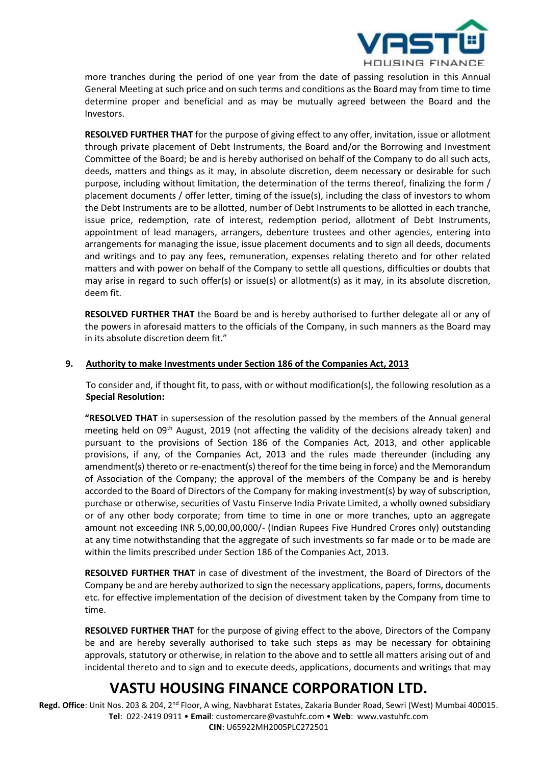more tranches during the period of one year from the date of passing resolution in this Annual General Meeting at such price and on such terms and conditions as the Board may from time to time determine proper and beneficial and as may be mutually agreed between the Board and the Investors.

**RESOLVED FURTHER THAT** for the purpose of giving effect to any offer, invitation, issue or allotment through private placement of Debt Instruments, the Board and/or the Borrowing and Investment Committee of the Board; be and is hereby authorised on behalf of the Company to do all such acts, deeds, matters and things as it may, in absolute discretion, deem necessary or desirable for such purpose, including without limitation, the determination of the terms thereof, finalizing the form / placement documents / offer letter, timing of the issue(s), including the class of investors to whom the Debt Instruments are to be allotted, number of Debt Instruments to be allotted in each tranche, issue price, redemption, rate of interest, redemption period, allotment of Debt Instruments, appointment of lead managers, arrangers, debenture trustees and other agencies, entering into arrangements for managing the issue, issue placement documents and to sign all deeds, documents and writings and to pay any fees, remuneration, expenses relating thereto and for other related matters and with power on behalf of the Company to settle all questions, difficulties or doubts that may arise in regard to such offer(s) or issue(s) or allotment(s) as it may, in its absolute discretion, deem fit.

**RESOLVED FURTHER THAT** the Board be and is hereby authorised to further delegate all or any of the powers in aforesaid matters to the officials of the Company, in such manners as the Board may in its absolute discretion deem fit."

**9. Authority to make Investments under Section 186 of the Companies Act, 2013**

To consider and, if thought fit, to pass, with or without modification(s), the following resolution as a **Special Resolution:**

**"RESOLVED THAT** in supersession of the resolution passed by the members of the Annual general meeting held on 09th August, 2019 (not affecting the validity of the decisions already taken) and pursuant to the provisions of Section 186 of the Companies Act, 2013, and other applicable provisions, if any, of the Companies Act, 2013 and the rules made thereunder (including any amendment(s) thereto or re-enactment(s) thereof for the time being in force) and the Memorandum of Association of the Company; the approval of the members of the Company be and is hereby accorded to the Board of Directors of the Company for making investment(s) by way of subscription, purchase or otherwise, securities of Vastu Finserve India Private Limited, a wholly owned subsidiary or of any other body corporate; from time to time in one or more tranches, upto an aggregate amount not exceeding INR 5,00,00,00,000/- (Indian Rupees Five Hundred Crores only) outstanding at any time notwithstanding that the aggregate of such investments so far made or to be made are within the limits prescribed under Section 186 of the Companies Act, 2013.

**RESOLVED FURTHER THAT** in case of divestment of the investment, the Board of Directors of the Company be and are hereby authorized to sign the necessary applications, papers, forms, documents etc. for effective implementation of the decision of divestment taken by the Company from time to time.

**RESOLVED FURTHER THAT** for the purpose of giving effect to the above, Directors of the Company be and are hereby severally authorised to take such steps as may be necessary for obtaining approvals, statutory or otherwise, in relation to the above and to settle all matters arising out of and incidental thereto and to sign and to execute deeds, applications, documents and writings that may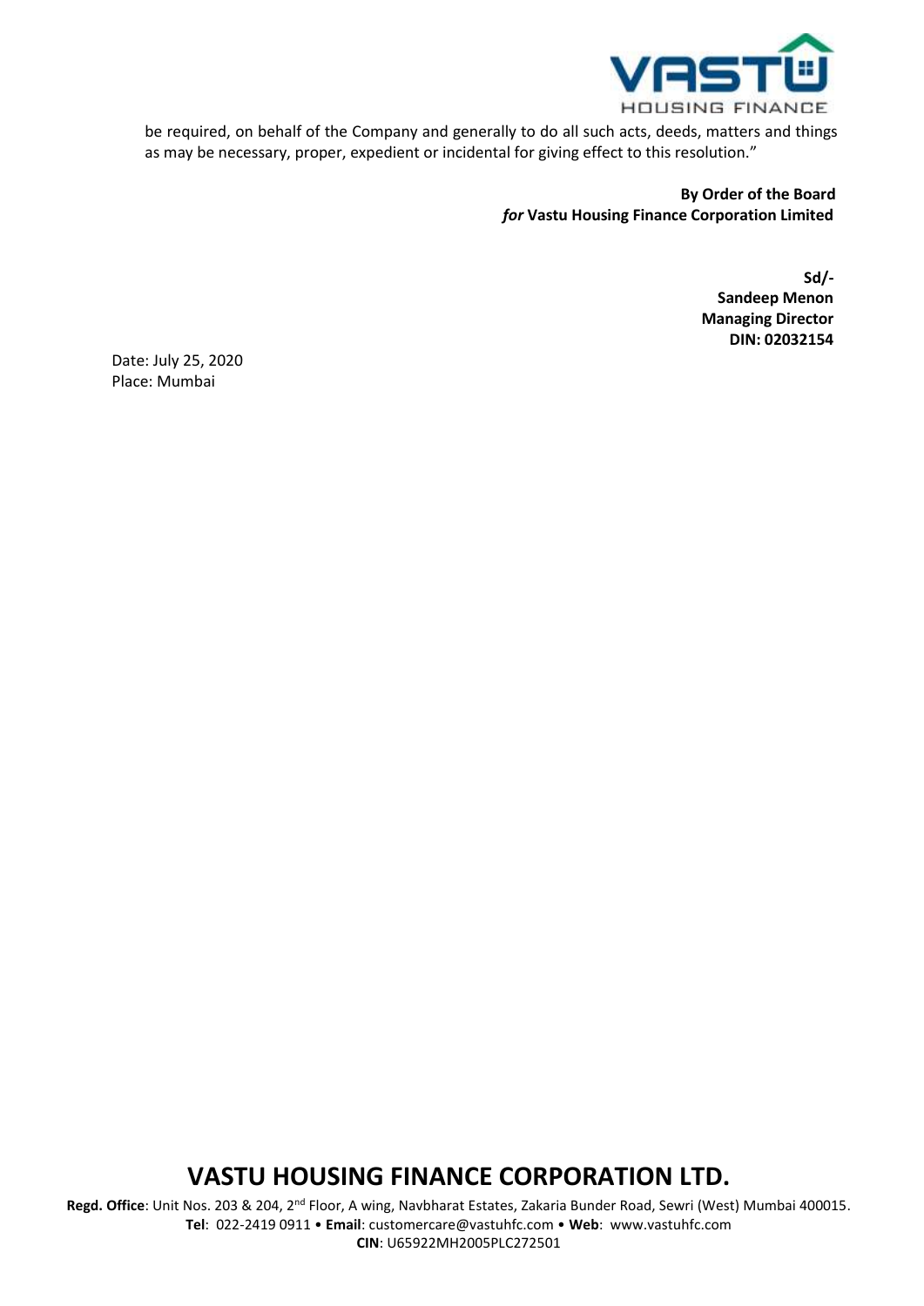be required, on behalf of the Company and generally to do all such acts, deeds, matters and things as may be necessary, proper, expedient or incidental for giving effect to this resolution."

**By Order of the Board**
***for* Vastu Housing Finance Corporation Limited**

**Sd/-**
**Sandeep Menon**
**Managing Director**
**DIN: 02032154**

Date: July 25, 2020
Place: Mumbai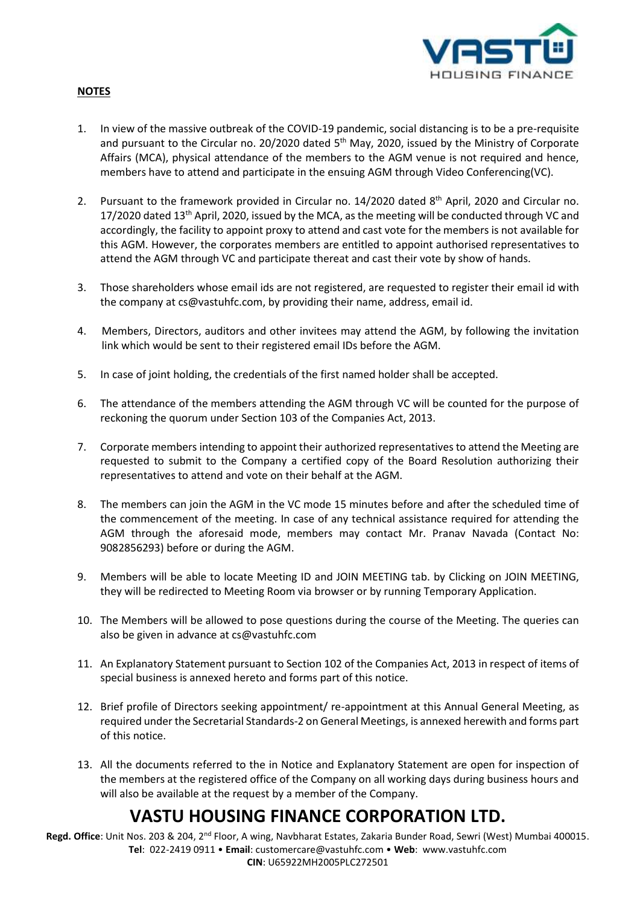**NOTES**

1. In view of the massive outbreak of the COVID-19 pandemic, social distancing is to be a pre-requisite and pursuant to the Circular no. 20/2020 dated 5th May, 2020, issued by the Ministry of Corporate Affairs (MCA), physical attendance of the members to the AGM venue is not required and hence, members have to attend and participate in the ensuing AGM through Video Conferencing(VC).

2. Pursuant to the framework provided in Circular no. 14/2020 dated 8th April, 2020 and Circular no. 17/2020 dated 13th April, 2020, issued by the MCA, as the meeting will be conducted through VC and accordingly, the facility to appoint proxy to attend and cast vote for the members is not available for this AGM. However, the corporates members are entitled to appoint authorised representatives to attend the AGM through VC and participate thereat and cast their vote by show of hands.

3. Those shareholders whose email ids are not registered, are requested to register their email id with the company at cs@vastuhfc.com, by providing their name, address, email id.

4. Members, Directors, auditors and other invitees may attend the AGM, by following the invitation link which would be sent to their registered email IDs before the AGM.

5. In case of joint holding, the credentials of the first named holder shall be accepted.

6. The attendance of the members attending the AGM through VC will be counted for the purpose of reckoning the quorum under Section 103 of the Companies Act, 2013.

7. Corporate members intending to appoint their authorized representatives to attend the Meeting are requested to submit to the Company a certified copy of the Board Resolution authorizing their representatives to attend and vote on their behalf at the AGM.

8. The members can join the AGM in the VC mode 15 minutes before and after the scheduled time of the commencement of the meeting. In case of any technical assistance required for attending the AGM through the aforesaid mode, members may contact Mr. Pranav Navada (Contact No: 9082856293) before or during the AGM.

9. Members will be able to locate Meeting ID and JOIN MEETING tab. by Clicking on JOIN MEETING, they will be redirected to Meeting Room via browser or by running Temporary Application.

10. The Members will be allowed to pose questions during the course of the Meeting. The queries can also be given in advance at cs@vastuhfc.com

11. An Explanatory Statement pursuant to Section 102 of the Companies Act, 2013 in respect of items of special business is annexed hereto and forms part of this notice.

12. Brief profile of Directors seeking appointment/ re-appointment at this Annual General Meeting, as required under the Secretarial Standards-2 on General Meetings, is annexed herewith and forms part of this notice.

13. All the documents referred to the in Notice and Explanatory Statement are open for inspection of the members at the registered office of the Company on all working days during business hours and will also be available at the request by a member of the Company.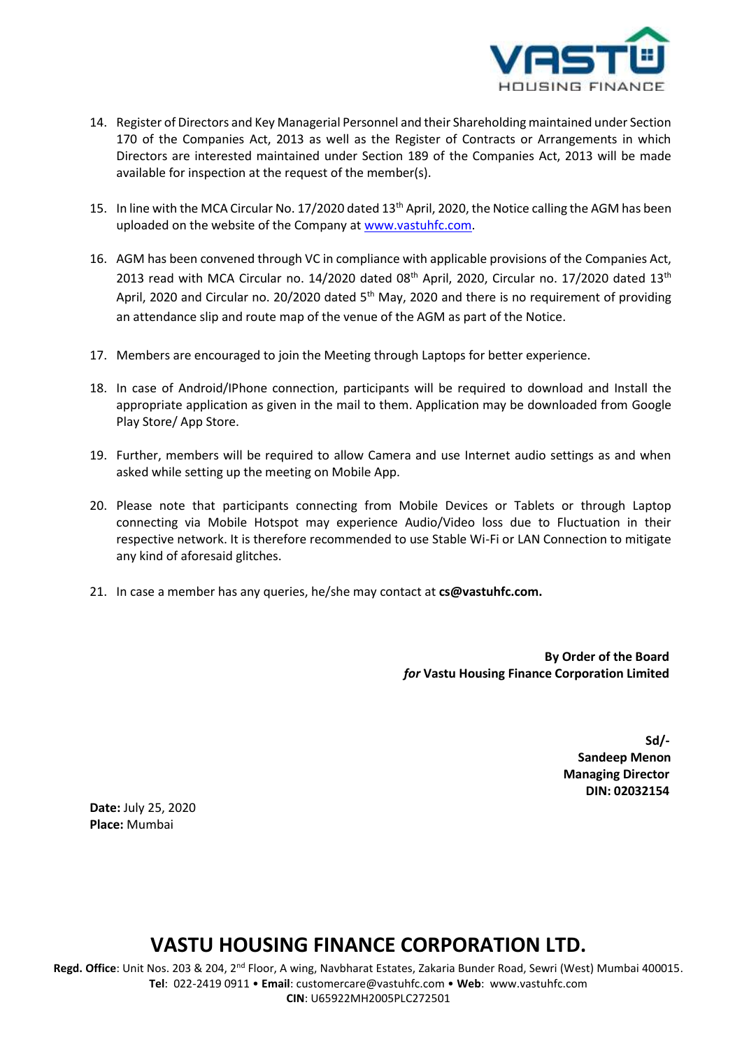14. Register of Directors and Key Managerial Personnel and their Shareholding maintained under Section 170 of the Companies Act, 2013 as well as the Register of Contracts or Arrangements in which Directors are interested maintained under Section 189 of the Companies Act, 2013 will be made available for inspection at the request of the member(s).

15. In line with the MCA Circular No. 17/2020 dated 13th April, 2020, the Notice calling the AGM has been uploaded on the website of the Company at www.vastuhfc.com.

16. AGM has been convened through VC in compliance with applicable provisions of the Companies Act, 2013 read with MCA Circular no. 14/2020 dated 08th April, 2020, Circular no. 17/2020 dated 13th April, 2020 and Circular no. 20/2020 dated 5th May, 2020 and there is no requirement of providing an attendance slip and route map of the venue of the AGM as part of the Notice.

17. Members are encouraged to join the Meeting through Laptops for better experience.

18. In case of Android/IPhone connection, participants will be required to download and Install the appropriate application as given in the mail to them. Application may be downloaded from Google Play Store/ App Store.

19. Further, members will be required to allow Camera and use Internet audio settings as and when asked while setting up the meeting on Mobile App.

20. Please note that participants connecting from Mobile Devices or Tablets or through Laptop connecting via Mobile Hotspot may experience Audio/Video loss due to Fluctuation in their respective network. It is therefore recommended to use Stable Wi-Fi or LAN Connection to mitigate any kind of aforesaid glitches.

21. In case a member has any queries, he/she may contact at **cs@vastuhfc.com.**

**By Order of the Board**
***for* Vastu Housing Finance Corporation Limited**

**Sd/-**
**Sandeep Menon**
**Managing Director**
**DIN: 02032154**

**Date:** July 25, 2020
**Place:** Mumbai

**VASTU HOUSING FINANCE CORPORATION LTD.**
**Regd. Office**: Unit Nos. 203 & 204, 2nd Floor, A wing, Navbharat Estates, Zakaria Bunder Road, Sewri (West) Mumbai 400015.
**Tel**: 022-2419 0911 • **Email**: customercare@vastuhfc.com • **Web**: www.vastuhfc.com
**CIN**: U65922MH2005PLC272501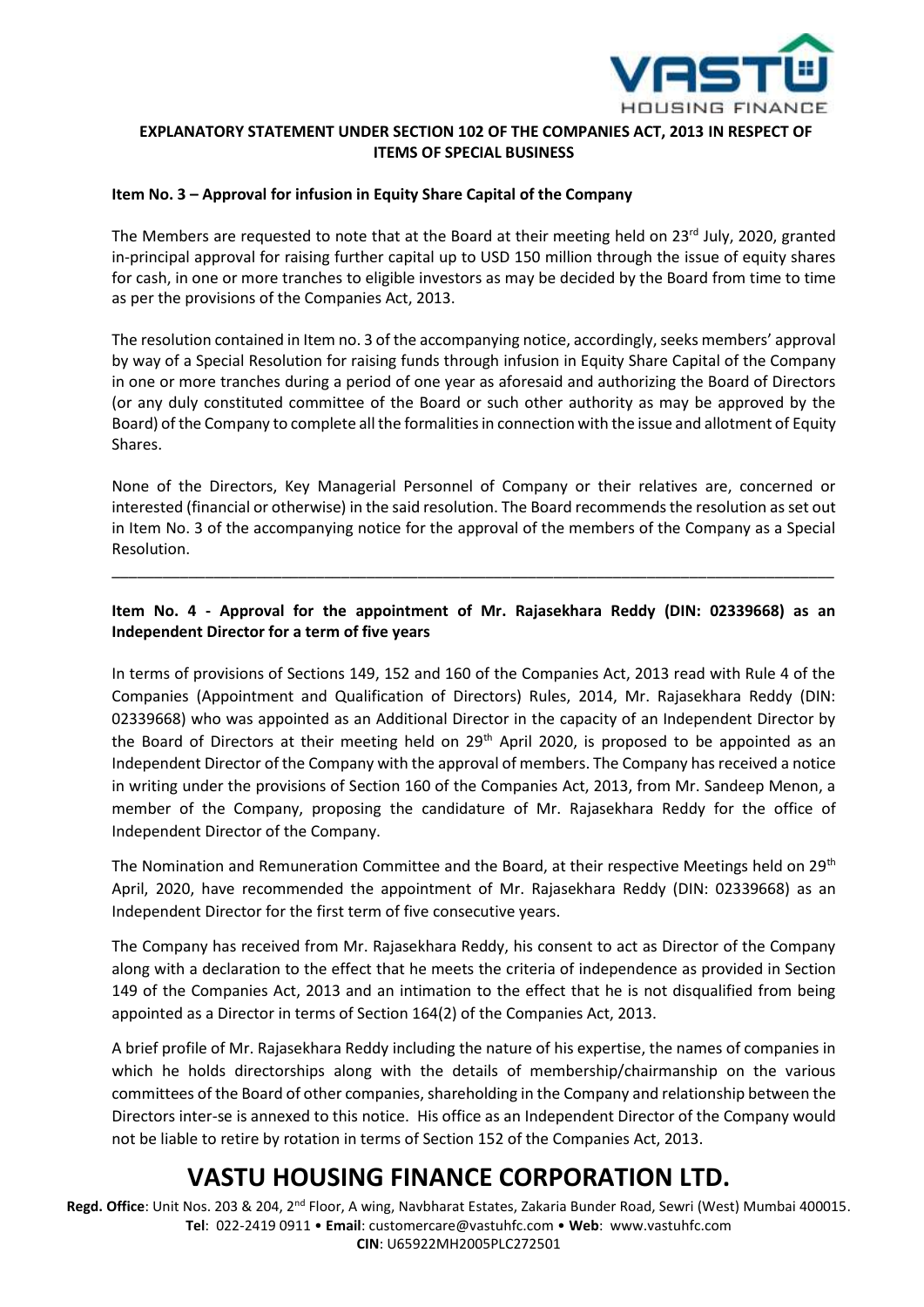## EXPLANATORY STATEMENT UNDER SECTION 102 OF THE COMPANIES ACT, 2013 IN RESPECT OF ITEMS OF SPECIAL BUSINESS

**Item No. 3 – Approval for infusion in Equity Share Capital of the Company**

The Members are requested to note that at the Board at their meeting held on 23rd July, 2020, granted in-principal approval for raising further capital up to USD 150 million through the issue of equity shares for cash, in one or more tranches to eligible investors as may be decided by the Board from time to time as per the provisions of the Companies Act, 2013.

The resolution contained in Item no. 3 of the accompanying notice, accordingly, seeks members' approval by way of a Special Resolution for raising funds through infusion in Equity Share Capital of the Company in one or more tranches during a period of one year as aforesaid and authorizing the Board of Directors (or any duly constituted committee of the Board or such other authority as may be approved by the Board) of the Company to complete all the formalities in connection with the issue and allotment of Equity Shares.

None of the Directors, Key Managerial Personnel of Company or their relatives are, concerned or interested (financial or otherwise) in the said resolution. The Board recommends the resolution as set out in Item No. 3 of the accompanying notice for the approval of the members of the Company as a Special Resolution.

---

**Item No. 4 - Approval for the appointment of Mr. Rajasekhara Reddy (DIN: 02339668) as an Independent Director for a term of five years**

In terms of provisions of Sections 149, 152 and 160 of the Companies Act, 2013 read with Rule 4 of the Companies (Appointment and Qualification of Directors) Rules, 2014, Mr. Rajasekhara Reddy (DIN: 02339668) who was appointed as an Additional Director in the capacity of an Independent Director by the Board of Directors at their meeting held on 29th April 2020, is proposed to be appointed as an Independent Director of the Company with the approval of members. The Company has received a notice in writing under the provisions of Section 160 of the Companies Act, 2013, from Mr. Sandeep Menon, a member of the Company, proposing the candidature of Mr. Rajasekhara Reddy for the office of Independent Director of the Company.

The Nomination and Remuneration Committee and the Board, at their respective Meetings held on 29th April, 2020, have recommended the appointment of Mr. Rajasekhara Reddy (DIN: 02339668) as an Independent Director for the first term of five consecutive years.

The Company has received from Mr. Rajasekhara Reddy, his consent to act as Director of the Company along with a declaration to the effect that he meets the criteria of independence as provided in Section 149 of the Companies Act, 2013 and an intimation to the effect that he is not disqualified from being appointed as a Director in terms of Section 164(2) of the Companies Act, 2013.

A brief profile of Mr. Rajasekhara Reddy including the nature of his expertise, the names of companies in which he holds directorships along with the details of membership/chairmanship on the various committees of the Board of other companies, shareholding in the Company and relationship between the Directors inter-se is annexed to this notice. His office as an Independent Director of the Company would not be liable to retire by rotation in terms of Section 152 of the Companies Act, 2013.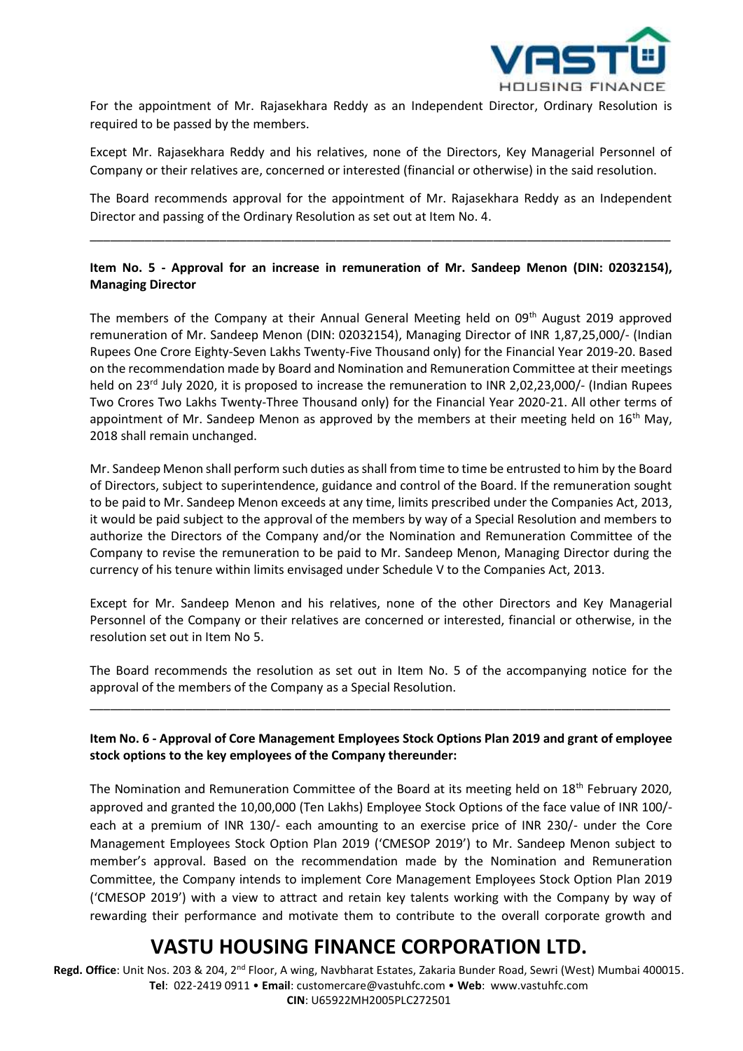For the appointment of Mr. Rajasekhara Reddy as an Independent Director, Ordinary Resolution is required to be passed by the members.

Except Mr. Rajasekhara Reddy and his relatives, none of the Directors, Key Managerial Personnel of Company or their relatives are, concerned or interested (financial or otherwise) in the said resolution.

The Board recommends approval for the appointment of Mr. Rajasekhara Reddy as an Independent Director and passing of the Ordinary Resolution as set out at Item No. 4.

---

**Item No. 5 - Approval for an increase in remuneration of Mr. Sandeep Menon (DIN: 02032154), Managing Director**

The members of the Company at their Annual General Meeting held on 09th August 2019 approved remuneration of Mr. Sandeep Menon (DIN: 02032154), Managing Director of INR 1,87,25,000/- (Indian Rupees One Crore Eighty-Seven Lakhs Twenty-Five Thousand only) for the Financial Year 2019-20. Based on the recommendation made by Board and Nomination and Remuneration Committee at their meetings held on 23rd July 2020, it is proposed to increase the remuneration to INR 2,02,23,000/- (Indian Rupees Two Crores Two Lakhs Twenty-Three Thousand only) for the Financial Year 2020-21. All other terms of appointment of Mr. Sandeep Menon as approved by the members at their meeting held on 16th May, 2018 shall remain unchanged.

Mr. Sandeep Menon shall perform such duties as shall from time to time be entrusted to him by the Board of Directors, subject to superintendence, guidance and control of the Board. If the remuneration sought to be paid to Mr. Sandeep Menon exceeds at any time, limits prescribed under the Companies Act, 2013, it would be paid subject to the approval of the members by way of a Special Resolution and members to authorize the Directors of the Company and/or the Nomination and Remuneration Committee of the Company to revise the remuneration to be paid to Mr. Sandeep Menon, Managing Director during the currency of his tenure within limits envisaged under Schedule V to the Companies Act, 2013.

Except for Mr. Sandeep Menon and his relatives, none of the other Directors and Key Managerial Personnel of the Company or their relatives are concerned or interested, financial or otherwise, in the resolution set out in Item No 5.

The Board recommends the resolution as set out in Item No. 5 of the accompanying notice for the approval of the members of the Company as a Special Resolution.

---

**Item No. 6 - Approval of Core Management Employees Stock Options Plan 2019 and grant of employee stock options to the key employees of the Company thereunder:**

The Nomination and Remuneration Committee of the Board at its meeting held on 18th February 2020, approved and granted the 10,00,000 (Ten Lakhs) Employee Stock Options of the face value of INR 100/- each at a premium of INR 130/- each amounting to an exercise price of INR 230/- under the Core Management Employees Stock Option Plan 2019 ('CMESOP 2019') to Mr. Sandeep Menon subject to member's approval. Based on the recommendation made by the Nomination and Remuneration Committee, the Company intends to implement Core Management Employees Stock Option Plan 2019 ('CMESOP 2019') with a view to attract and retain key talents working with the Company by way of rewarding their performance and motivate them to contribute to the overall corporate growth and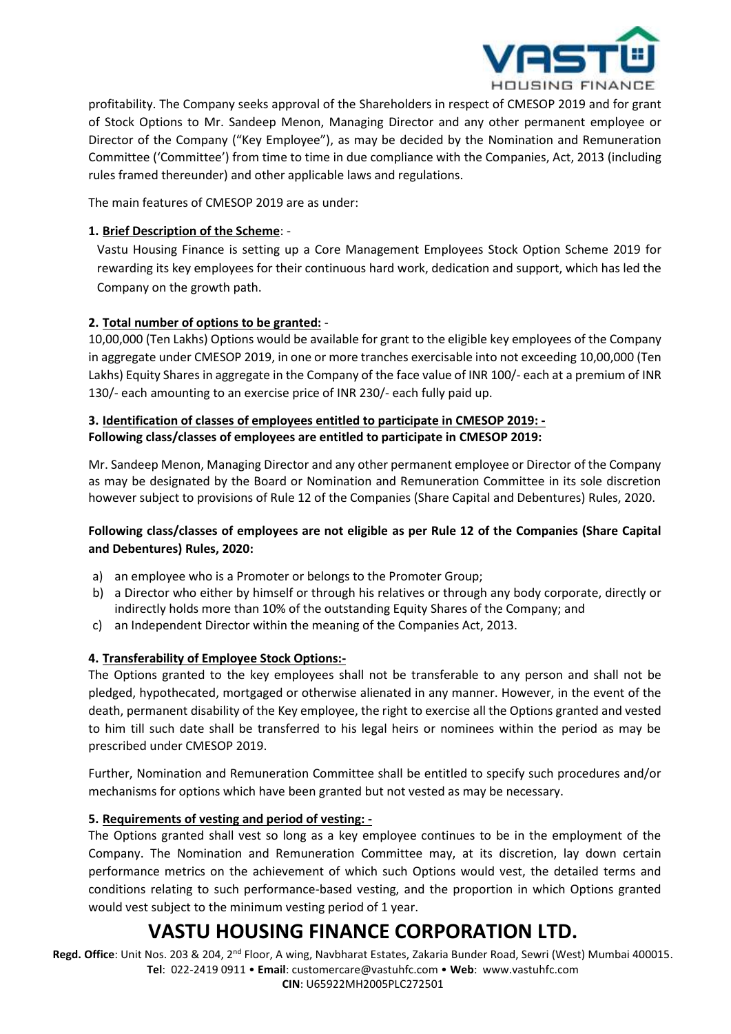profitability. The Company seeks approval of the Shareholders in respect of CMESOP 2019 and for grant of Stock Options to Mr. Sandeep Menon, Managing Director and any other permanent employee or Director of the Company ("Key Employee"), as may be decided by the Nomination and Remuneration Committee ('Committee') from time to time in due compliance with the Companies, Act, 2013 (including rules framed thereunder) and other applicable laws and regulations.

The main features of CMESOP 2019 are as under:

**1. Brief Description of the Scheme**: -

Vastu Housing Finance is setting up a Core Management Employees Stock Option Scheme 2019 for rewarding its key employees for their continuous hard work, dedication and support, which has led the Company on the growth path.

**2. Total number of options to be granted:** -

10,00,000 (Ten Lakhs) Options would be available for grant to the eligible key employees of the Company in aggregate under CMESOP 2019, in one or more tranches exercisable into not exceeding 10,00,000 (Ten Lakhs) Equity Shares in aggregate in the Company of the face value of INR 100/- each at a premium of INR 130/- each amounting to an exercise price of INR 230/- each fully paid up.

**3. Identification of classes of employees entitled to participate in CMESOP 2019: -**
**Following class/classes of employees are entitled to participate in CMESOP 2019:**

Mr. Sandeep Menon, Managing Director and any other permanent employee or Director of the Company as may be designated by the Board or Nomination and Remuneration Committee in its sole discretion however subject to provisions of Rule 12 of the Companies (Share Capital and Debentures) Rules, 2020.

**Following class/classes of employees are not eligible as per Rule 12 of the Companies (Share Capital and Debentures) Rules, 2020:**

a) an employee who is a Promoter or belongs to the Promoter Group;
b) a Director who either by himself or through his relatives or through any body corporate, directly or indirectly holds more than 10% of the outstanding Equity Shares of the Company; and
c) an Independent Director within the meaning of the Companies Act, 2013.

**4. Transferability of Employee Stock Options:-**

The Options granted to the key employees shall not be transferable to any person and shall not be pledged, hypothecated, mortgaged or otherwise alienated in any manner. However, in the event of the death, permanent disability of the Key employee, the right to exercise all the Options granted and vested to him till such date shall be transferred to his legal heirs or nominees within the period as may be prescribed under CMESOP 2019.

Further, Nomination and Remuneration Committee shall be entitled to specify such procedures and/or mechanisms for options which have been granted but not vested as may be necessary.

**5. Requirements of vesting and period of vesting: -**

The Options granted shall vest so long as a key employee continues to be in the employment of the Company. The Nomination and Remuneration Committee may, at its discretion, lay down certain performance metrics on the achievement of which such Options would vest, the detailed terms and conditions relating to such performance-based vesting, and the proportion in which Options granted would vest subject to the minimum vesting period of 1 year.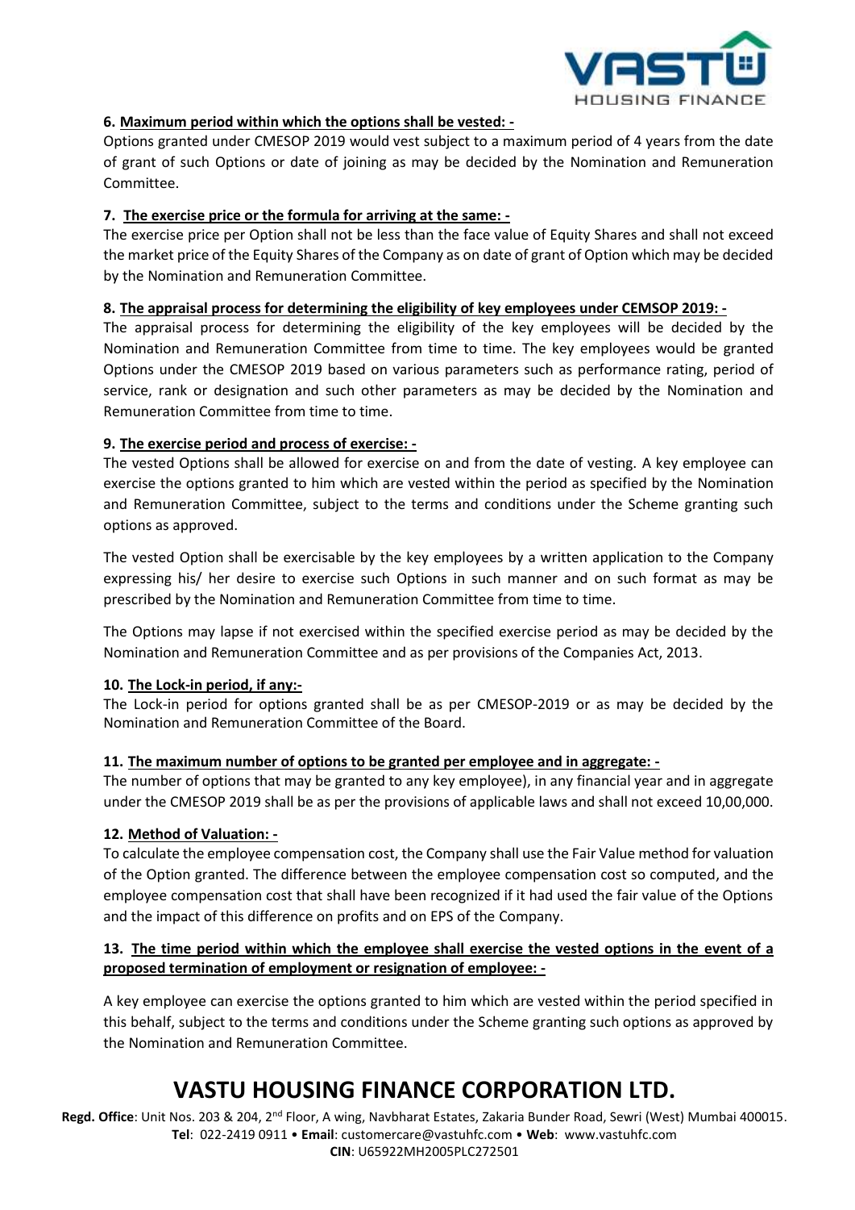**6. Maximum period within which the options shall be vested: -**

Options granted under CMESOP 2019 would vest subject to a maximum period of 4 years from the date of grant of such Options or date of joining as may be decided by the Nomination and Remuneration Committee.

**7. The exercise price or the formula for arriving at the same: -**

The exercise price per Option shall not be less than the face value of Equity Shares and shall not exceed the market price of the Equity Shares of the Company as on date of grant of Option which may be decided by the Nomination and Remuneration Committee.

**8. The appraisal process for determining the eligibility of key employees under CEMSOP 2019: -**

The appraisal process for determining the eligibility of the key employees will be decided by the Nomination and Remuneration Committee from time to time. The key employees would be granted Options under the CMESOP 2019 based on various parameters such as performance rating, period of service, rank or designation and such other parameters as may be decided by the Nomination and Remuneration Committee from time to time.

**9. The exercise period and process of exercise: -**

The vested Options shall be allowed for exercise on and from the date of vesting. A key employee can exercise the options granted to him which are vested within the period as specified by the Nomination and Remuneration Committee, subject to the terms and conditions under the Scheme granting such options as approved.

The vested Option shall be exercisable by the key employees by a written application to the Company expressing his/ her desire to exercise such Options in such manner and on such format as may be prescribed by the Nomination and Remuneration Committee from time to time.

The Options may lapse if not exercised within the specified exercise period as may be decided by the Nomination and Remuneration Committee and as per provisions of the Companies Act, 2013.

**10. The Lock-in period, if any:-**

The Lock-in period for options granted shall be as per CMESOP-2019 or as may be decided by the Nomination and Remuneration Committee of the Board.

**11. The maximum number of options to be granted per employee and in aggregate: -**

The number of options that may be granted to any key employee), in any financial year and in aggregate under the CMESOP 2019 shall be as per the provisions of applicable laws and shall not exceed 10,00,000.

**12. Method of Valuation: -**

To calculate the employee compensation cost, the Company shall use the Fair Value method for valuation of the Option granted. The difference between the employee compensation cost so computed, and the employee compensation cost that shall have been recognized if it had used the fair value of the Options and the impact of this difference on profits and on EPS of the Company.

**13. The time period within which the employee shall exercise the vested options in the event of a proposed termination of employment or resignation of employee: -**

A key employee can exercise the options granted to him which are vested within the period specified in this behalf, subject to the terms and conditions under the Scheme granting such options as approved by the Nomination and Remuneration Committee.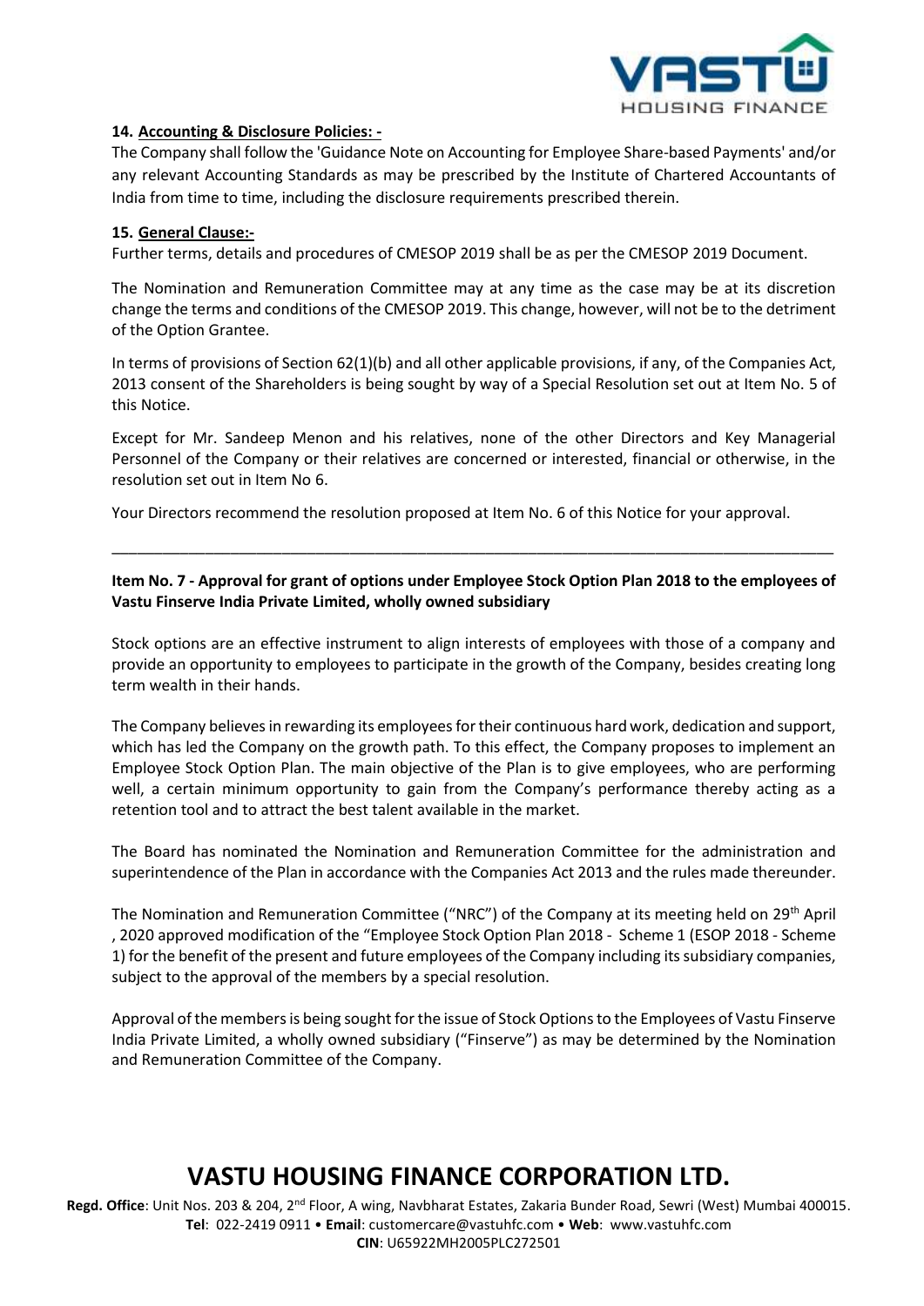**14. Accounting & Disclosure Policies: -**

The Company shall follow the 'Guidance Note on Accounting for Employee Share-based Payments' and/or any relevant Accounting Standards as may be prescribed by the Institute of Chartered Accountants of India from time to time, including the disclosure requirements prescribed therein.

**15. General Clause:-**

Further terms, details and procedures of CMESOP 2019 shall be as per the CMESOP 2019 Document.

The Nomination and Remuneration Committee may at any time as the case may be at its discretion change the terms and conditions of the CMESOP 2019. This change, however, will not be to the detriment of the Option Grantee.

In terms of provisions of Section 62(1)(b) and all other applicable provisions, if any, of the Companies Act, 2013 consent of the Shareholders is being sought by way of a Special Resolution set out at Item No. 5 of this Notice.

Except for Mr. Sandeep Menon and his relatives, none of the other Directors and Key Managerial Personnel of the Company or their relatives are concerned or interested, financial or otherwise, in the resolution set out in Item No 6.

Your Directors recommend the resolution proposed at Item No. 6 of this Notice for your approval.

---

**Item No. 7 - Approval for grant of options under Employee Stock Option Plan 2018 to the employees of Vastu Finserve India Private Limited, wholly owned subsidiary**

Stock options are an effective instrument to align interests of employees with those of a company and provide an opportunity to employees to participate in the growth of the Company, besides creating long term wealth in their hands.

The Company believes in rewarding its employees for their continuous hard work, dedication and support, which has led the Company on the growth path. To this effect, the Company proposes to implement an Employee Stock Option Plan. The main objective of the Plan is to give employees, who are performing well, a certain minimum opportunity to gain from the Company's performance thereby acting as a retention tool and to attract the best talent available in the market.

The Board has nominated the Nomination and Remuneration Committee for the administration and superintendence of the Plan in accordance with the Companies Act 2013 and the rules made thereunder.

The Nomination and Remuneration Committee ("NRC") of the Company at its meeting held on 29th April , 2020 approved modification of the "Employee Stock Option Plan 2018 - Scheme 1 (ESOP 2018 - Scheme 1) for the benefit of the present and future employees of the Company including its subsidiary companies, subject to the approval of the members by a special resolution.

Approval of the members is being sought for the issue of Stock Options to the Employees of Vastu Finserve India Private Limited, a wholly owned subsidiary ("Finserve") as may be determined by the Nomination and Remuneration Committee of the Company.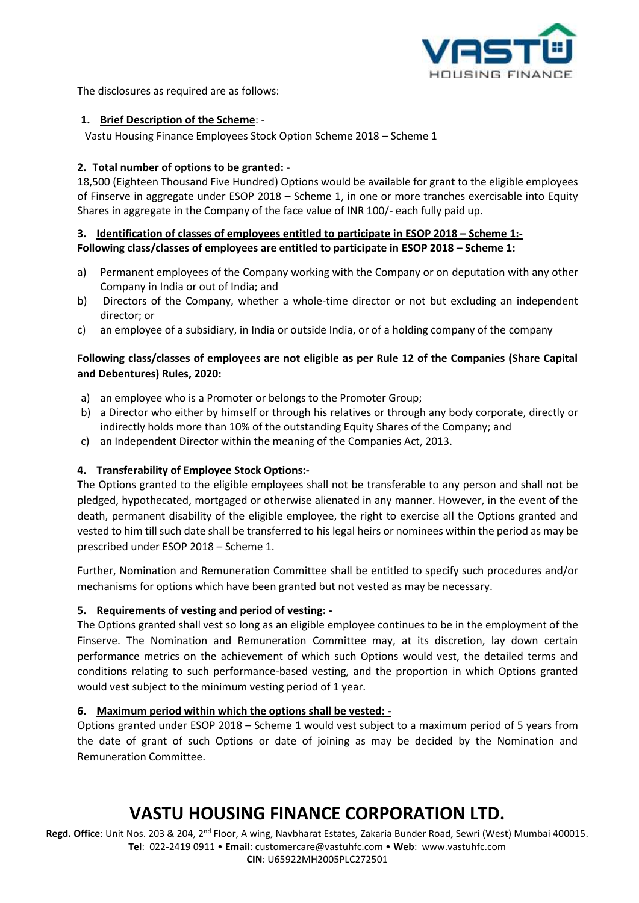The disclosures as required are as follows:

1. **Brief Description of the Scheme**: -

Vastu Housing Finance Employees Stock Option Scheme 2018 – Scheme 1

**2. Total number of options to be granted:** -

18,500 (Eighteen Thousand Five Hundred) Options would be available for grant to the eligible employees of Finserve in aggregate under ESOP 2018 – Scheme 1, in one or more tranches exercisable into Equity Shares in aggregate in the Company of the face value of INR 100/- each fully paid up.

**3. Identification of classes of employees entitled to participate in ESOP 2018 – Scheme 1:-**
**Following class/classes of employees are entitled to participate in ESOP 2018 – Scheme 1:**

a) Permanent employees of the Company working with the Company or on deputation with any other Company in India or out of India; and
b) Directors of the Company, whether a whole-time director or not but excluding an independent director; or
c) an employee of a subsidiary, in India or outside India, or of a holding company of the company

**Following class/classes of employees are not eligible as per Rule 12 of the Companies (Share Capital and Debentures) Rules, 2020:**

a) an employee who is a Promoter or belongs to the Promoter Group;
b) a Director who either by himself or through his relatives or through any body corporate, directly or indirectly holds more than 10% of the outstanding Equity Shares of the Company; and
c) an Independent Director within the meaning of the Companies Act, 2013.

**4. Transferability of Employee Stock Options:-**

The Options granted to the eligible employees shall not be transferable to any person and shall not be pledged, hypothecated, mortgaged or otherwise alienated in any manner. However, in the event of the death, permanent disability of the eligible employee, the right to exercise all the Options granted and vested to him till such date shall be transferred to his legal heirs or nominees within the period as may be prescribed under ESOP 2018 – Scheme 1.

Further, Nomination and Remuneration Committee shall be entitled to specify such procedures and/or mechanisms for options which have been granted but not vested as may be necessary.

**5. Requirements of vesting and period of vesting: -**

The Options granted shall vest so long as an eligible employee continues to be in the employment of the Finserve. The Nomination and Remuneration Committee may, at its discretion, lay down certain performance metrics on the achievement of which such Options would vest, the detailed terms and conditions relating to such performance-based vesting, and the proportion in which Options granted would vest subject to the minimum vesting period of 1 year.

**6. Maximum period within which the options shall be vested: -**

Options granted under ESOP 2018 – Scheme 1 would vest subject to a maximum period of 5 years from the date of grant of such Options or date of joining as may be decided by the Nomination and Remuneration Committee.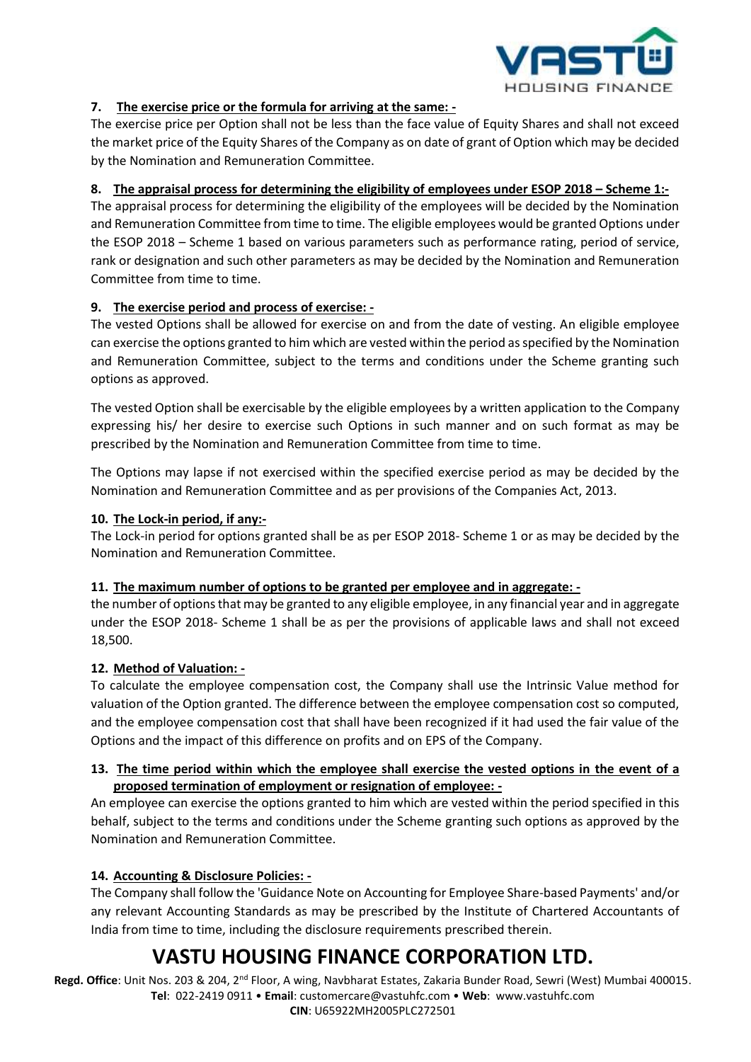**7. The exercise price or the formula for arriving at the same: -**

The exercise price per Option shall not be less than the face value of Equity Shares and shall not exceed the market price of the Equity Shares of the Company as on date of grant of Option which may be decided by the Nomination and Remuneration Committee.

**8. The appraisal process for determining the eligibility of employees under ESOP 2018 – Scheme 1:-**

The appraisal process for determining the eligibility of the employees will be decided by the Nomination and Remuneration Committee from time to time. The eligible employees would be granted Options under the ESOP 2018 – Scheme 1 based on various parameters such as performance rating, period of service, rank or designation and such other parameters as may be decided by the Nomination and Remuneration Committee from time to time.

**9. The exercise period and process of exercise: -**

The vested Options shall be allowed for exercise on and from the date of vesting. An eligible employee can exercise the options granted to him which are vested within the period as specified by the Nomination and Remuneration Committee, subject to the terms and conditions under the Scheme granting such options as approved.

The vested Option shall be exercisable by the eligible employees by a written application to the Company expressing his/ her desire to exercise such Options in such manner and on such format as may be prescribed by the Nomination and Remuneration Committee from time to time.

The Options may lapse if not exercised within the specified exercise period as may be decided by the Nomination and Remuneration Committee and as per provisions of the Companies Act, 2013.

**10. The Lock-in period, if any:-**

The Lock-in period for options granted shall be as per ESOP 2018- Scheme 1 or as may be decided by the Nomination and Remuneration Committee.

**11. The maximum number of options to be granted per employee and in aggregate: -**

the number of options that may be granted to any eligible employee, in any financial year and in aggregate under the ESOP 2018- Scheme 1 shall be as per the provisions of applicable laws and shall not exceed 18,500.

**12. Method of Valuation: -**

To calculate the employee compensation cost, the Company shall use the Intrinsic Value method for valuation of the Option granted. The difference between the employee compensation cost so computed, and the employee compensation cost that shall have been recognized if it had used the fair value of the Options and the impact of this difference on profits and on EPS of the Company.

**13. The time period within which the employee shall exercise the vested options in the event of a proposed termination of employment or resignation of employee: -**

An employee can exercise the options granted to him which are vested within the period specified in this behalf, subject to the terms and conditions under the Scheme granting such options as approved by the Nomination and Remuneration Committee.

**14. Accounting & Disclosure Policies: -**

The Company shall follow the 'Guidance Note on Accounting for Employee Share-based Payments' and/or any relevant Accounting Standards as may be prescribed by the Institute of Chartered Accountants of India from time to time, including the disclosure requirements prescribed therein.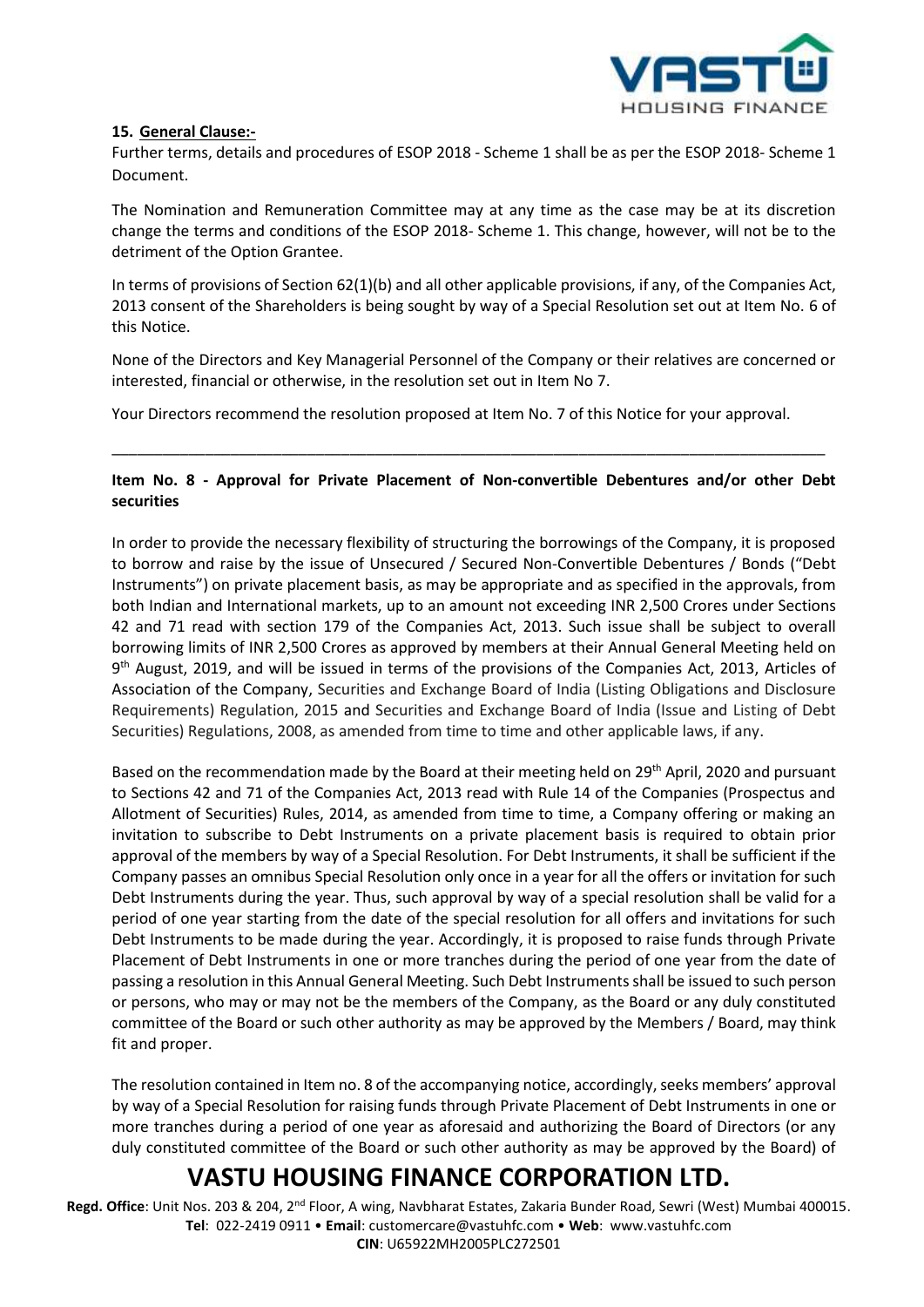**15. General Clause:-**

Further terms, details and procedures of ESOP 2018 - Scheme 1 shall be as per the ESOP 2018- Scheme 1 Document.

The Nomination and Remuneration Committee may at any time as the case may be at its discretion change the terms and conditions of the ESOP 2018- Scheme 1. This change, however, will not be to the detriment of the Option Grantee.

In terms of provisions of Section 62(1)(b) and all other applicable provisions, if any, of the Companies Act, 2013 consent of the Shareholders is being sought by way of a Special Resolution set out at Item No. 6 of this Notice.

None of the Directors and Key Managerial Personnel of the Company or their relatives are concerned or interested, financial or otherwise, in the resolution set out in Item No 7.

Your Directors recommend the resolution proposed at Item No. 7 of this Notice for your approval.

---

**Item No. 8 - Approval for Private Placement of Non-convertible Debentures and/or other Debt securities**

In order to provide the necessary flexibility of structuring the borrowings of the Company, it is proposed to borrow and raise by the issue of Unsecured / Secured Non-Convertible Debentures / Bonds ("Debt Instruments") on private placement basis, as may be appropriate and as specified in the approvals, from both Indian and International markets, up to an amount not exceeding INR 2,500 Crores under Sections 42 and 71 read with section 179 of the Companies Act, 2013. Such issue shall be subject to overall borrowing limits of INR 2,500 Crores as approved by members at their Annual General Meeting held on 9th August, 2019, and will be issued in terms of the provisions of the Companies Act, 2013, Articles of Association of the Company, Securities and Exchange Board of India (Listing Obligations and Disclosure Requirements) Regulation, 2015 and Securities and Exchange Board of India (Issue and Listing of Debt Securities) Regulations, 2008, as amended from time to time and other applicable laws, if any.

Based on the recommendation made by the Board at their meeting held on 29th April, 2020 and pursuant to Sections 42 and 71 of the Companies Act, 2013 read with Rule 14 of the Companies (Prospectus and Allotment of Securities) Rules, 2014, as amended from time to time, a Company offering or making an invitation to subscribe to Debt Instruments on a private placement basis is required to obtain prior approval of the members by way of a Special Resolution. For Debt Instruments, it shall be sufficient if the Company passes an omnibus Special Resolution only once in a year for all the offers or invitation for such Debt Instruments during the year. Thus, such approval by way of a special resolution shall be valid for a period of one year starting from the date of the special resolution for all offers and invitations for such Debt Instruments to be made during the year. Accordingly, it is proposed to raise funds through Private Placement of Debt Instruments in one or more tranches during the period of one year from the date of passing a resolution in this Annual General Meeting. Such Debt Instruments shall be issued to such person or persons, who may or may not be the members of the Company, as the Board or any duly constituted committee of the Board or such other authority as may be approved by the Members / Board, may think fit and proper.

The resolution contained in Item no. 8 of the accompanying notice, accordingly, seeks members' approval by way of a Special Resolution for raising funds through Private Placement of Debt Instruments in one or more tranches during a period of one year as aforesaid and authorizing the Board of Directors (or any duly constituted committee of the Board or such other authority as may be approved by the Board) of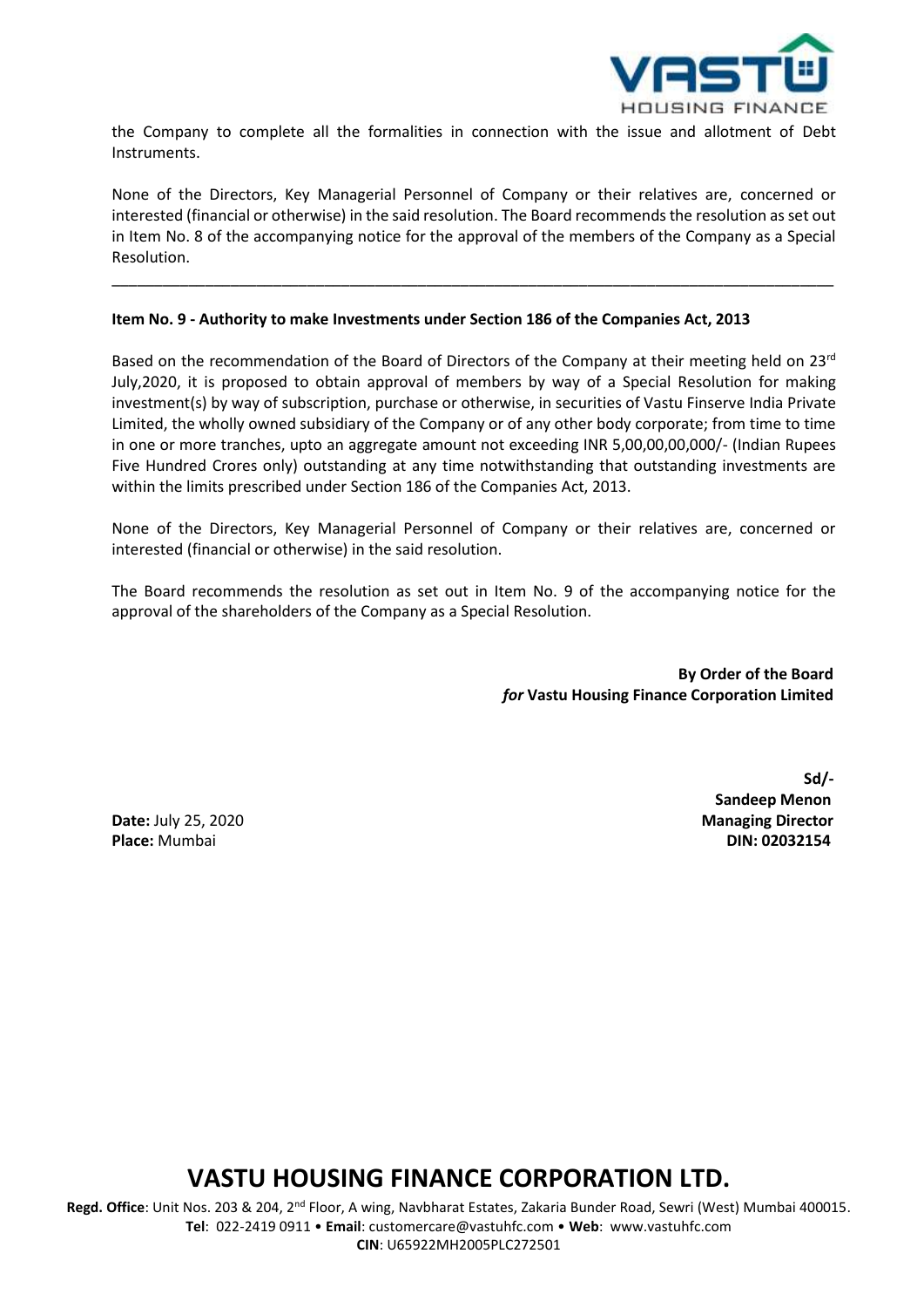the Company to complete all the formalities in connection with the issue and allotment of Debt Instruments.

None of the Directors, Key Managerial Personnel of Company or their relatives are, concerned or interested (financial or otherwise) in the said resolution. The Board recommends the resolution as set out in Item No. 8 of the accompanying notice for the approval of the members of the Company as a Special Resolution.

---

**Item No. 9 - Authority to make Investments under Section 186 of the Companies Act, 2013**

Based on the recommendation of the Board of Directors of the Company at their meeting held on 23rd July,2020, it is proposed to obtain approval of members by way of a Special Resolution for making investment(s) by way of subscription, purchase or otherwise, in securities of Vastu Finserve India Private Limited, the wholly owned subsidiary of the Company or of any other body corporate; from time to time in one or more tranches, upto an aggregate amount not exceeding INR 5,00,00,00,000/- (Indian Rupees Five Hundred Crores only) outstanding at any time notwithstanding that outstanding investments are within the limits prescribed under Section 186 of the Companies Act, 2013.

None of the Directors, Key Managerial Personnel of Company or their relatives are, concerned or interested (financial or otherwise) in the said resolution.

The Board recommends the resolution as set out in Item No. 9 of the accompanying notice for the approval of the shareholders of the Company as a Special Resolution.

**By Order of the Board**
***for* Vastu Housing Finance Corporation Limited**

**Sd/-**
**Sandeep Menon**
**Managing Director**
**DIN: 02032154**

**Date:** July 25, 2020
**Place:** Mumbai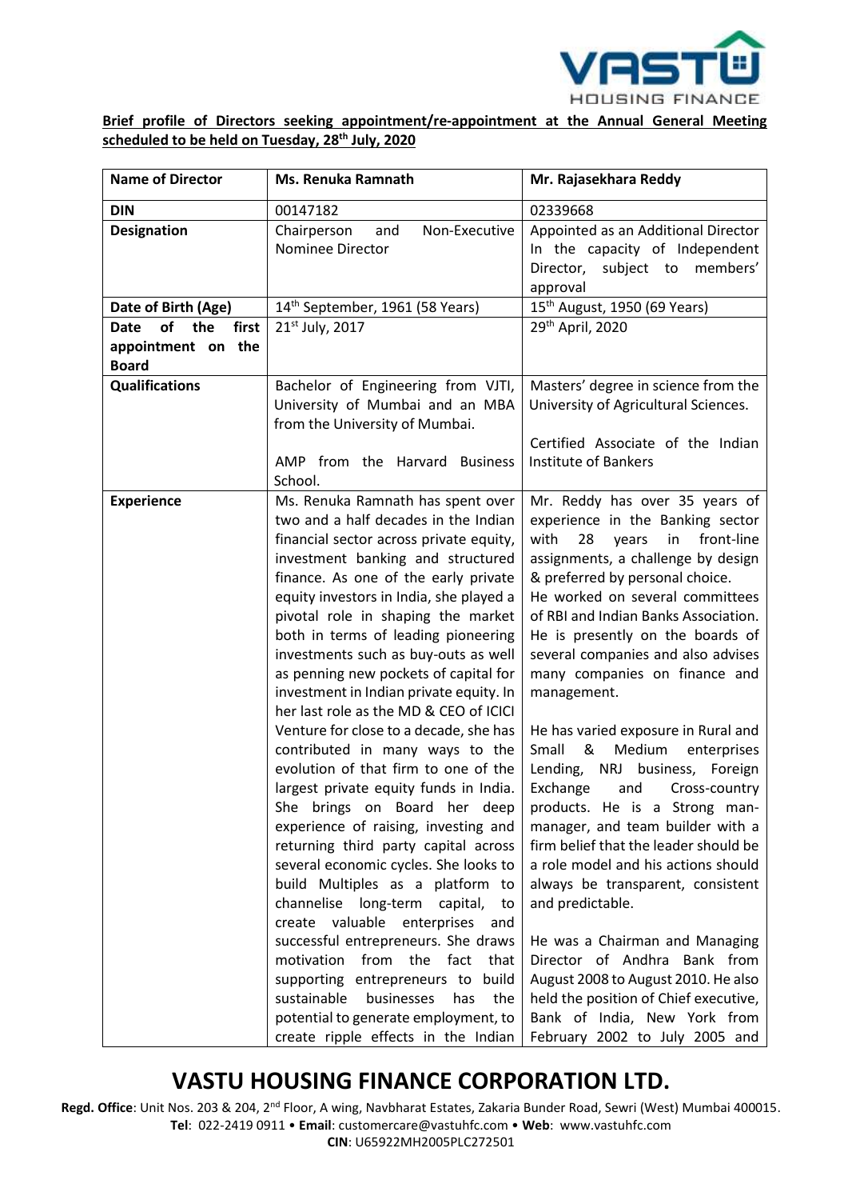**Brief profile of Directors seeking appointment/re-appointment at the Annual General Meeting scheduled to be held on Tuesday, 28th July, 2020**

| Name of Director | Ms. Renuka Ramnath | Mr. Rajasekhara Reddy |
|---|---|---|
| DIN | 00147182 | 02339668 |
| Designation | Chairperson and Non-Executive Nominee Director | Appointed as an Additional Director In the capacity of Independent Director, subject to members' approval |
| Date of Birth (Age) | 14th September, 1961 (58 Years) | 15th August, 1950 (69 Years) |
| Date of the first appointment on the Board | 21st July, 2017 | 29th April, 2020 |
| Qualifications | Bachelor of Engineering from VJTI, University of Mumbai and an MBA from the University of Mumbai.<br><br>AMP from the Harvard Business School. | Masters' degree in science from the University of Agricultural Sciences.<br><br>Certified Associate of the Indian Institute of Bankers |
| Experience | Ms. Renuka Ramnath has spent over two and a half decades in the Indian financial sector across private equity, investment banking and structured finance. As one of the early private equity investors in India, she played a pivotal role in shaping the market both in terms of leading pioneering investments such as buy-outs as well as penning new pockets of capital for investment in Indian private equity. In her last role as the MD & CEO of ICICI Venture for close to a decade, she has contributed in many ways to the evolution of that firm to one of the largest private equity funds in India. She brings on Board her deep experience of raising, investing and returning third party capital across several economic cycles. She looks to build Multiples as a platform to channelise long-term capital, to create valuable enterprises and successful entrepreneurs. She draws motivation from the fact that supporting entrepreneurs to build sustainable businesses has the potential to generate employment, to create ripple effects in the Indian | Mr. Reddy has over 35 years of experience in the Banking sector with 28 years in front-line assignments, a challenge by design & preferred by personal choice. He worked on several committees of RBI and Indian Banks Association. He is presently on the boards of several companies and also advises many companies on finance and management.<br><br>He has varied exposure in Rural and Small & Medium enterprises Lending, NRJ business, Foreign Exchange and Cross-country products. He is a Strong man-manager, and team builder with a firm belief that the leader should be a role model and his actions should always be transparent, consistent and predictable.<br><br>He was a Chairman and Managing Director of Andhra Bank from August 2008 to August 2010. He also held the position of Chief executive, Bank of India, New York from February 2002 to July 2005 and |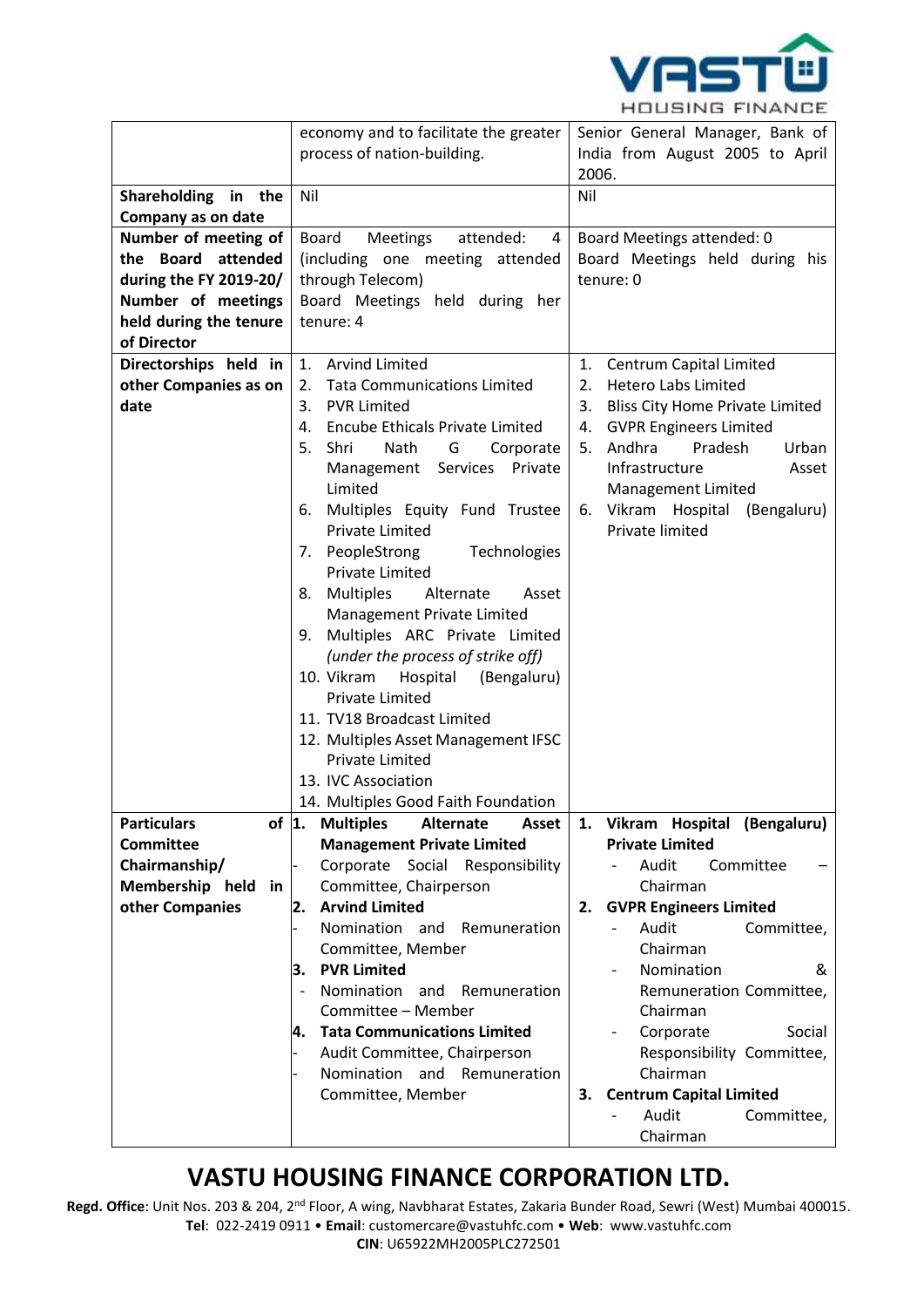| | | |
|---|---|---|
| | economy and to facilitate the greater process of nation-building. | Senior General Manager, Bank of India from August 2005 to April 2006. |
| **Shareholding in the Company as on date** | Nil | Nil |
| **Number of meeting of the Board attended during the FY 2019-20/ Number of meetings held during the tenure of Director** | Board Meetings attended: 4 (including one meeting attended through Telecom)<br>Board Meetings held during her tenure: 4 | Board Meetings attended: 0<br>Board Meetings held during his tenure: 0 |
| **Directorships held in other Companies as on date** | 1. Arvind Limited<br>2. Tata Communications Limited<br>3. PVR Limited<br>4. Encube Ethicals Private Limited<br>5. Shri Nath G Corporate Management Services Private Limited<br>6. Multiples Equity Fund Trustee Private Limited<br>7. PeopleStrong Technologies Private Limited<br>8. Multiples Alternate Asset Management Private Limited<br>9. Multiples ARC Private Limited *(under the process of strike off)*<br>10. Vikram Hospital (Bengaluru) Private Limited<br>11. TV18 Broadcast Limited<br>12. Multiples Asset Management IFSC Private Limited<br>13. IVC Association<br>14. Multiples Good Faith Foundation | 1. Centrum Capital Limited<br>2. Hetero Labs Limited<br>3. Bliss City Home Private Limited<br>4. GVPR Engineers Limited<br>5. Andhra Pradesh Urban Infrastructure Asset Management Limited<br>6. Vikram Hospital (Bengaluru) Private limited |
| **Particulars of Committee Chairmanship/ Membership held in other Companies** | **1. Multiples Alternate Asset Management Private Limited**<br>- Corporate Social Responsibility Committee, Chairperson<br>**2. Arvind Limited**<br>- Nomination and Remuneration Committee, Member<br>**3. PVR Limited**<br>- Nomination and Remuneration Committee – Member<br>**4. Tata Communications Limited**<br>- Audit Committee, Chairperson<br>- Nomination and Remuneration Committee, Member | **1. Vikram Hospital (Bengaluru) Private Limited**<br>- Audit Committee – Chairman<br>**2. GVPR Engineers Limited**<br>- Audit Committee, Chairman<br>- Nomination & Remuneration Committee, Chairman<br>- Corporate Social Responsibility Committee, Chairman<br>**3. Centrum Capital Limited**<br>- Audit Committee, Chairman |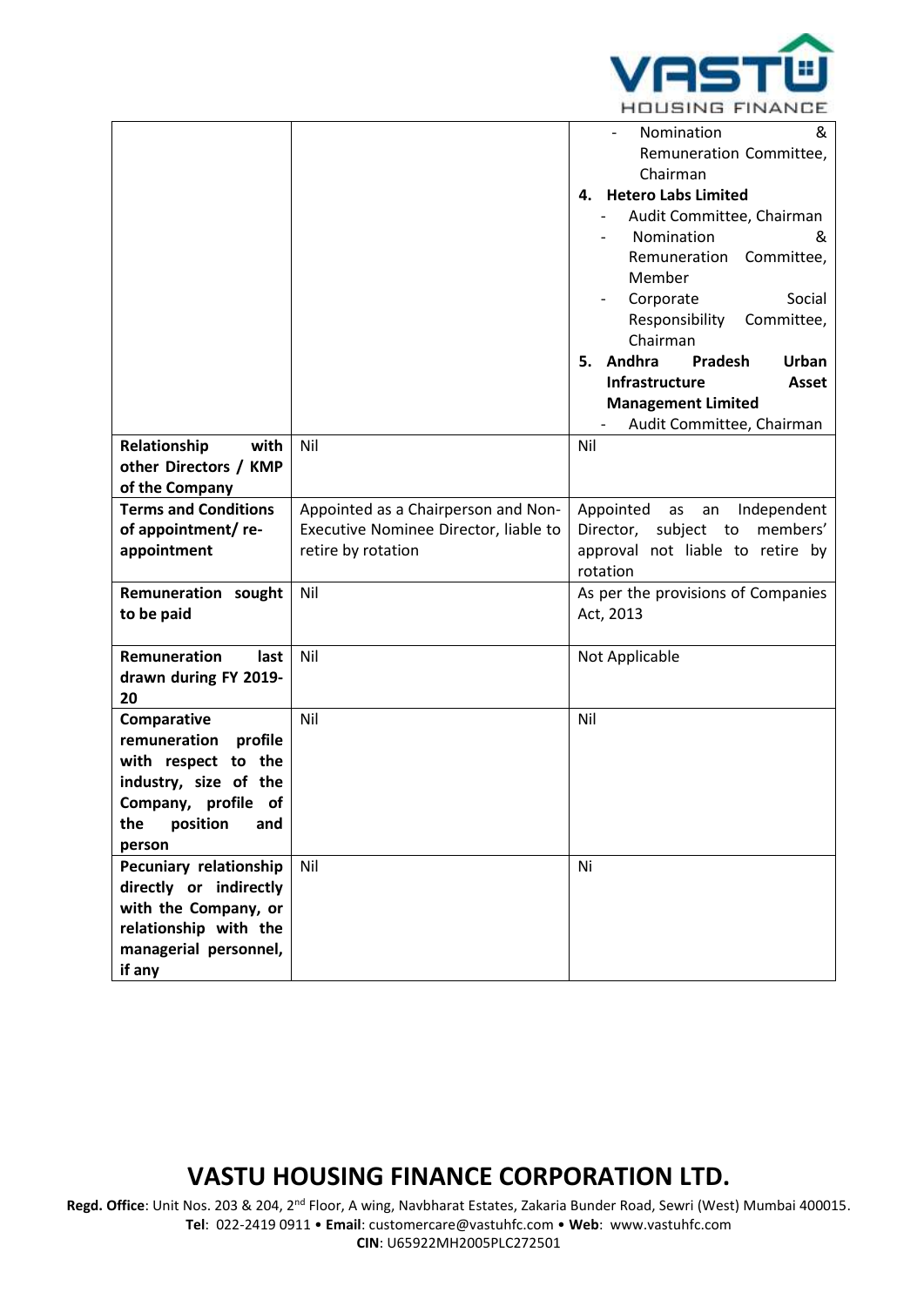| | | |
|---|---|---|
| | | - Nomination & Remuneration Committee, Chairman<br>4. **Hetero Labs Limited**<br>- Audit Committee, Chairman<br>- Nomination & Remuneration Committee, Member<br>- Corporate Social Responsibility Committee, Chairman<br>5. **Andhra Pradesh Urban Infrastructure Asset Management Limited**<br>- Audit Committee, Chairman |
| **Relationship with other Directors / KMP of the Company** | Nil | Nil |
| **Terms and Conditions of appointment/ re-appointment** | Appointed as a Chairperson and Non-Executive Nominee Director, liable to retire by rotation | Appointed as an Independent Director, subject to members' approval not liable to retire by rotation |
| **Remuneration sought to be paid** | Nil | As per the provisions of Companies Act, 2013 |
| **Remuneration last drawn during FY 2019-20** | Nil | Not Applicable |
| **Comparative remuneration profile with respect to the industry, size of the Company, profile of the position and person** | Nil | Nil |
| **Pecuniary relationship directly or indirectly with the Company, or relationship with the managerial personnel, if any** | Nil | Ni |